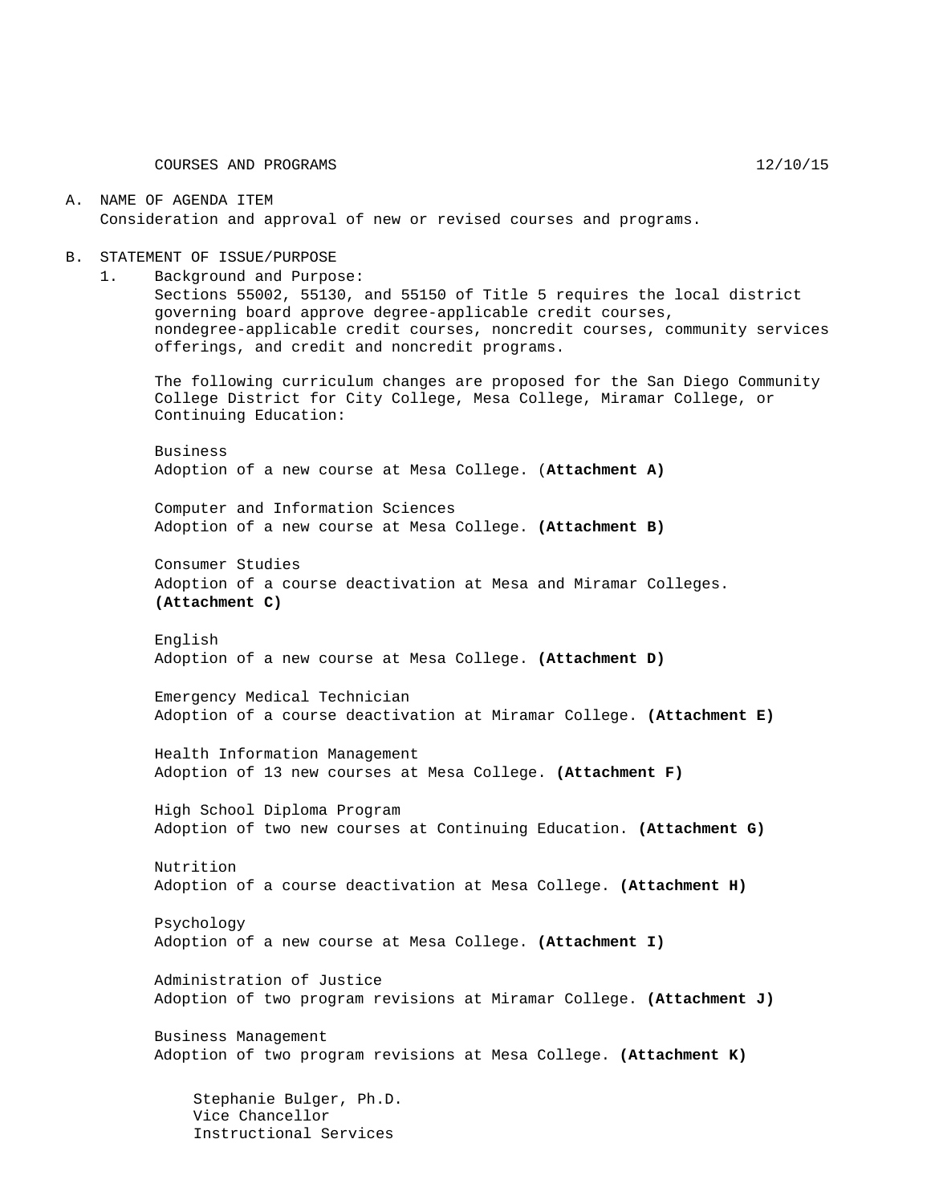COURSES AND PROGRAMS 12/10/15

A. NAME OF AGENDA ITEM
   Consideration and approval of new or revised courses and programs.

B. STATEMENT OF ISSUE/PURPOSE
   1. Background and Purpose:
      Sections 55002, 55130, and 55150 of Title 5 requires the local district governing board approve degree-applicable credit courses, nondegree-applicable credit courses, noncredit courses, community services offerings, and credit and noncredit programs.

      The following curriculum changes are proposed for the San Diego Community College District for City College, Mesa College, Miramar College, or Continuing Education:

      Business
      Adoption of a new course at Mesa College. (**Attachment A)**

      Computer and Information Sciences
      Adoption of a new course at Mesa College. **(Attachment B)**

      Consumer Studies
      Adoption of a course deactivation at Mesa and Miramar Colleges. **(Attachment C)**

      English
      Adoption of a new course at Mesa College. **(Attachment D)**

      Emergency Medical Technician
      Adoption of a course deactivation at Miramar College. **(Attachment E)**

      Health Information Management
      Adoption of 13 new courses at Mesa College. **(Attachment F)**

      High School Diploma Program
      Adoption of two new courses at Continuing Education. **(Attachment G)**

      Nutrition
      Adoption of a course deactivation at Mesa College. **(Attachment H)**

      Psychology
      Adoption of a new course at Mesa College. **(Attachment I)**

      Administration of Justice
      Adoption of two program revisions at Miramar College. **(Attachment J)**

      Business Management
      Adoption of two program revisions at Mesa College. **(Attachment K)**

Stephanie Bulger, Ph.D.
Vice Chancellor
Instructional Services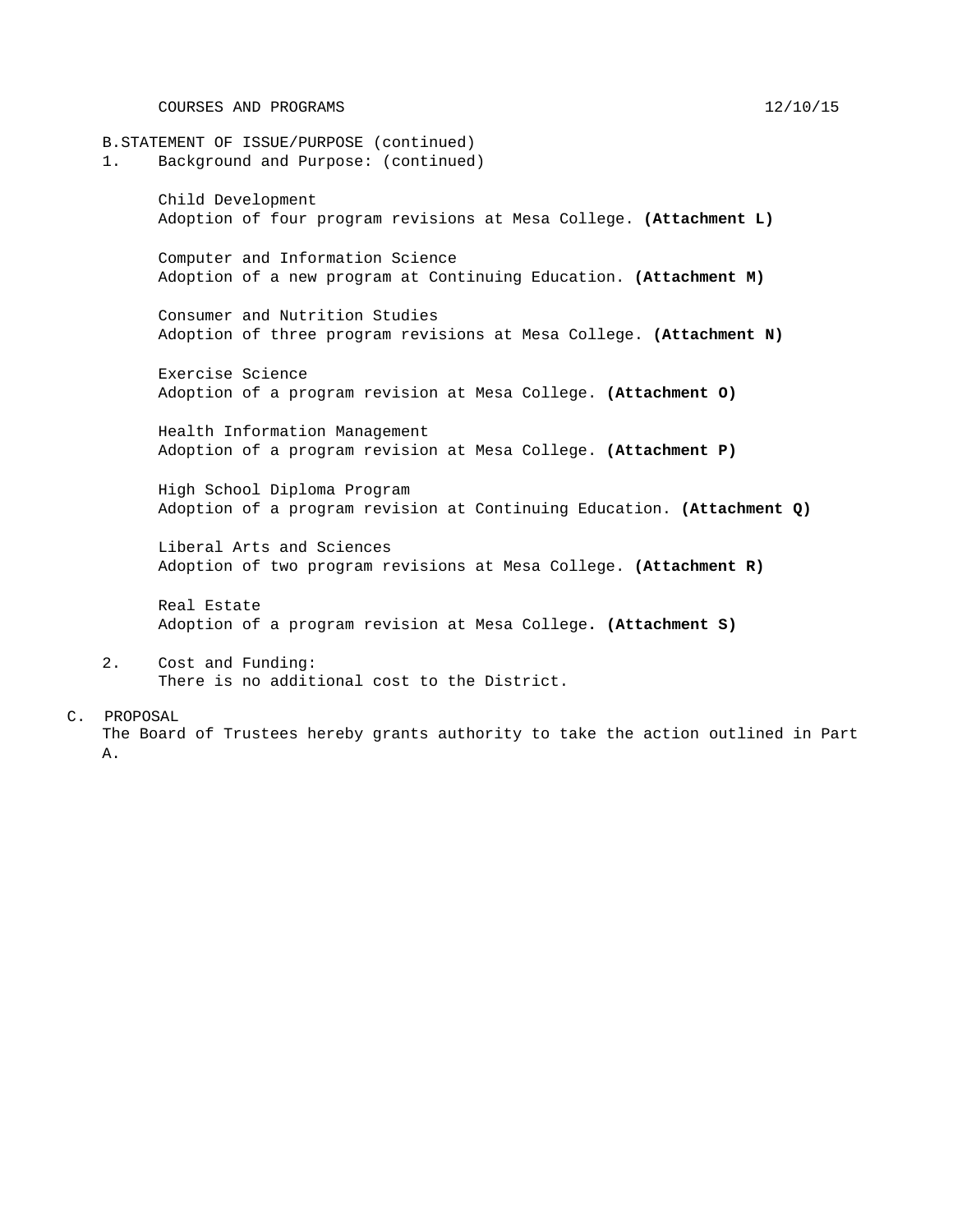B. STATEMENT OF ISSUE/PURPOSE (continued)

1. Background and Purpose: (continued)

   Child Development
   Adoption of four program revisions at Mesa College. **(Attachment L)**

   Computer and Information Science
   Adoption of a new program at Continuing Education. **(Attachment M)**

   Consumer and Nutrition Studies
   Adoption of three program revisions at Mesa College. **(Attachment N)**

   Exercise Science
   Adoption of a program revision at Mesa College. **(Attachment O)**

   Health Information Management
   Adoption of a program revision at Mesa College. **(Attachment P)**

   High School Diploma Program
   Adoption of a program revision at Continuing Education. **(Attachment Q)**

   Liberal Arts and Sciences
   Adoption of two program revisions at Mesa College. **(Attachment R)**

   Real Estate
   Adoption of a program revision at Mesa College. **(Attachment S)**

2. Cost and Funding:
   There is no additional cost to the District.

C. PROPOSAL

The Board of Trustees hereby grants authority to take the action outlined in Part A.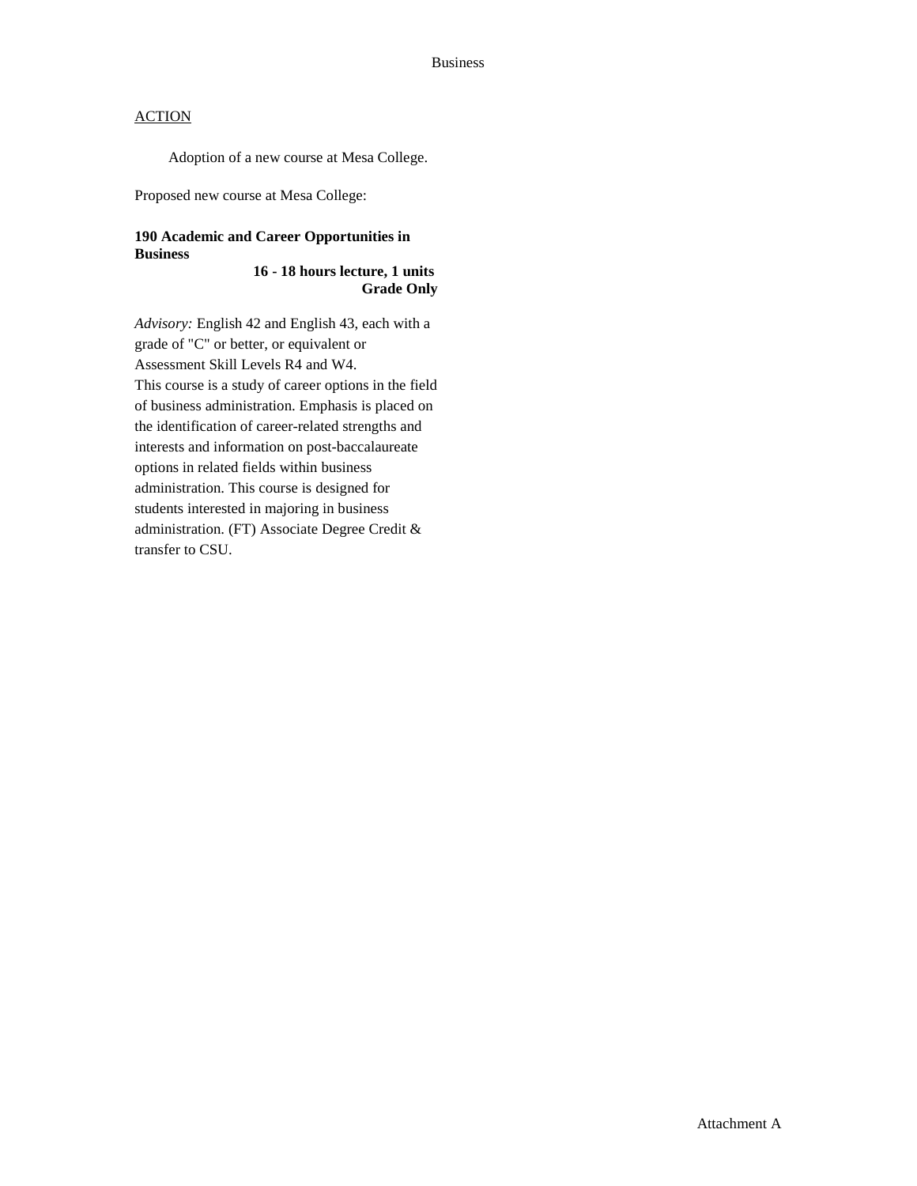Business

ACTION

Adoption of a new course at Mesa College.

Proposed new course at Mesa College:

**190 Academic and Career Opportunities in Business**

**16 - 18 hours lecture, 1 units**
**Grade Only**

*Advisory:* English 42 and English 43, each with a grade of "C" or better, or equivalent or Assessment Skill Levels R4 and W4.
This course is a study of career options in the field of business administration. Emphasis is placed on the identification of career-related strengths and interests and information on post-baccalaureate options in related fields within business administration. This course is designed for students interested in majoring in business administration. (FT) Associate Degree Credit & transfer to CSU.

Attachment A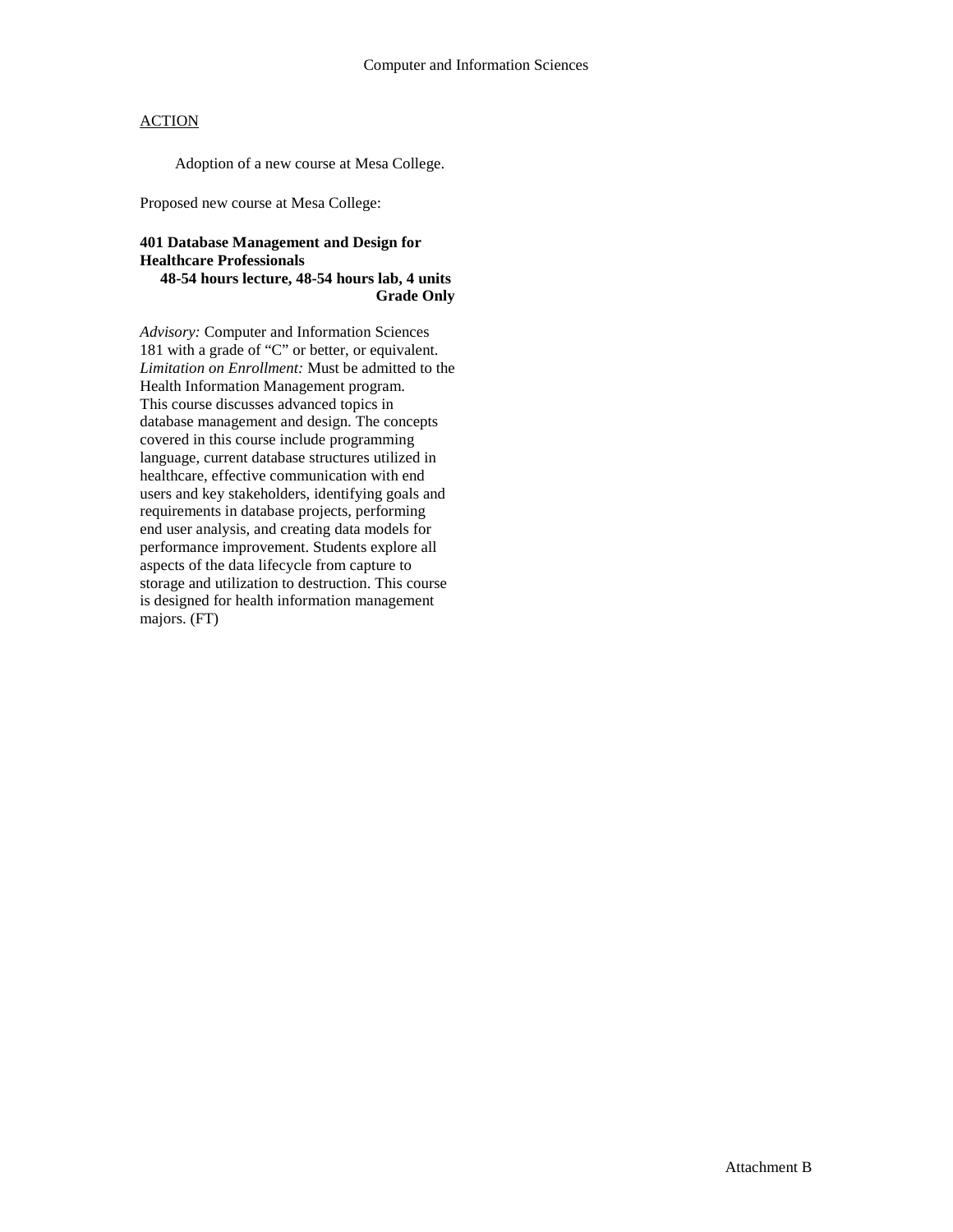Computer and Information Sciences

ACTION

Adoption of a new course at Mesa College.

Proposed new course at Mesa College:

**401 Database Management and Design for Healthcare Professionals**
**48-54 hours lecture, 48-54 hours lab, 4 units**
**Grade Only**

*Advisory:* Computer and Information Sciences 181 with a grade of "C" or better, or equivalent.
*Limitation on Enrollment:* Must be admitted to the Health Information Management program.
This course discusses advanced topics in database management and design. The concepts covered in this course include programming language, current database structures utilized in healthcare, effective communication with end users and key stakeholders, identifying goals and requirements in database projects, performing end user analysis, and creating data models for performance improvement. Students explore all aspects of the data lifecycle from capture to storage and utilization to destruction. This course is designed for health information management majors. (FT)

Attachment B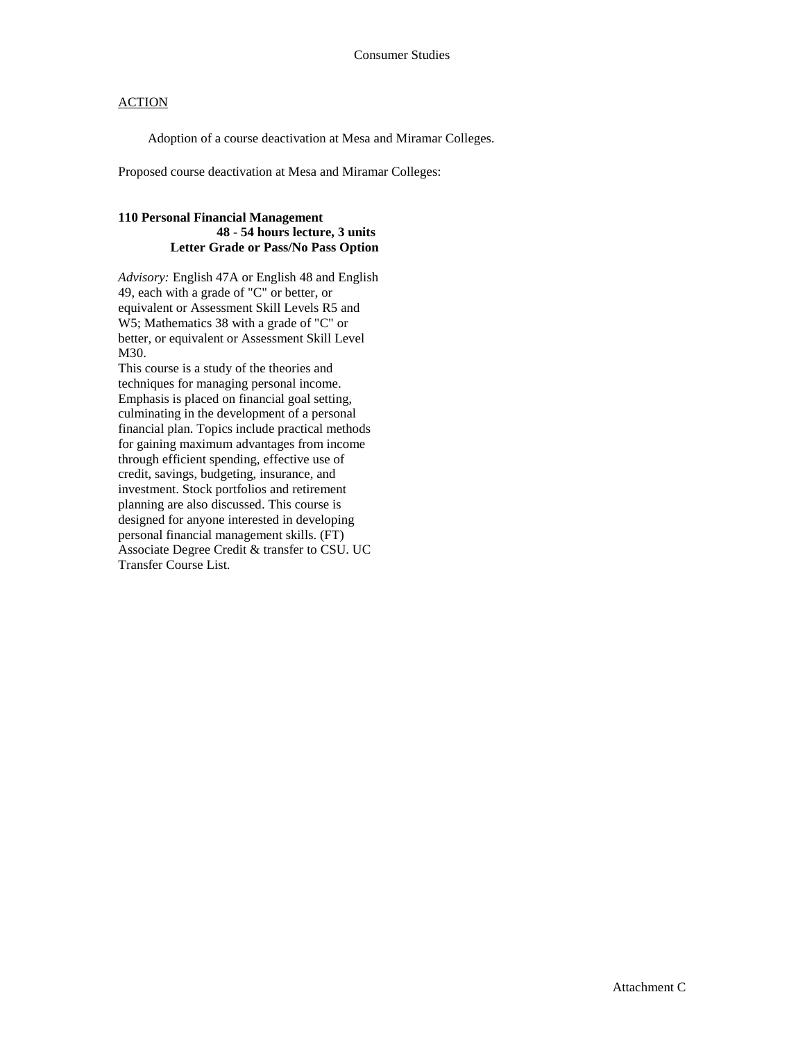Consumer Studies

ACTION

Adoption of a course deactivation at Mesa and Miramar Colleges.

Proposed course deactivation at Mesa and Miramar Colleges:

**110 Personal Financial Management**
**48 - 54 hours lecture, 3 units**
**Letter Grade or Pass/No Pass Option**

*Advisory:* English 47A or English 48 and English 49, each with a grade of "C" or better, or equivalent or Assessment Skill Levels R5 and W5; Mathematics 38 with a grade of "C" or better, or equivalent or Assessment Skill Level M30.
This course is a study of the theories and techniques for managing personal income. Emphasis is placed on financial goal setting, culminating in the development of a personal financial plan. Topics include practical methods for gaining maximum advantages from income through efficient spending, effective use of credit, savings, budgeting, insurance, and investment. Stock portfolios and retirement planning are also discussed. This course is designed for anyone interested in developing personal financial management skills. (FT)
Associate Degree Credit & transfer to CSU. UC Transfer Course List.

Attachment C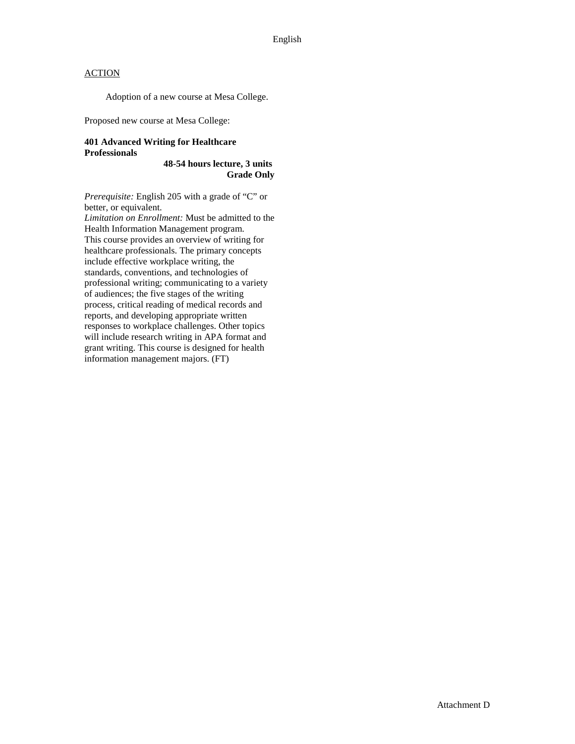English

ACTION

Adoption of a new course at Mesa College.

Proposed new course at Mesa College:

**401 Advanced Writing for Healthcare Professionals**

**48-54 hours lecture, 3 units**
**Grade Only**

*Prerequisite:* English 205 with a grade of "C" or better, or equivalent.
*Limitation on Enrollment:* Must be admitted to the Health Information Management program.
This course provides an overview of writing for healthcare professionals. The primary concepts include effective workplace writing, the standards, conventions, and technologies of professional writing; communicating to a variety of audiences; the five stages of the writing process, critical reading of medical records and reports, and developing appropriate written responses to workplace challenges. Other topics will include research writing in APA format and grant writing. This course is designed for health information management majors. (FT)

Attachment D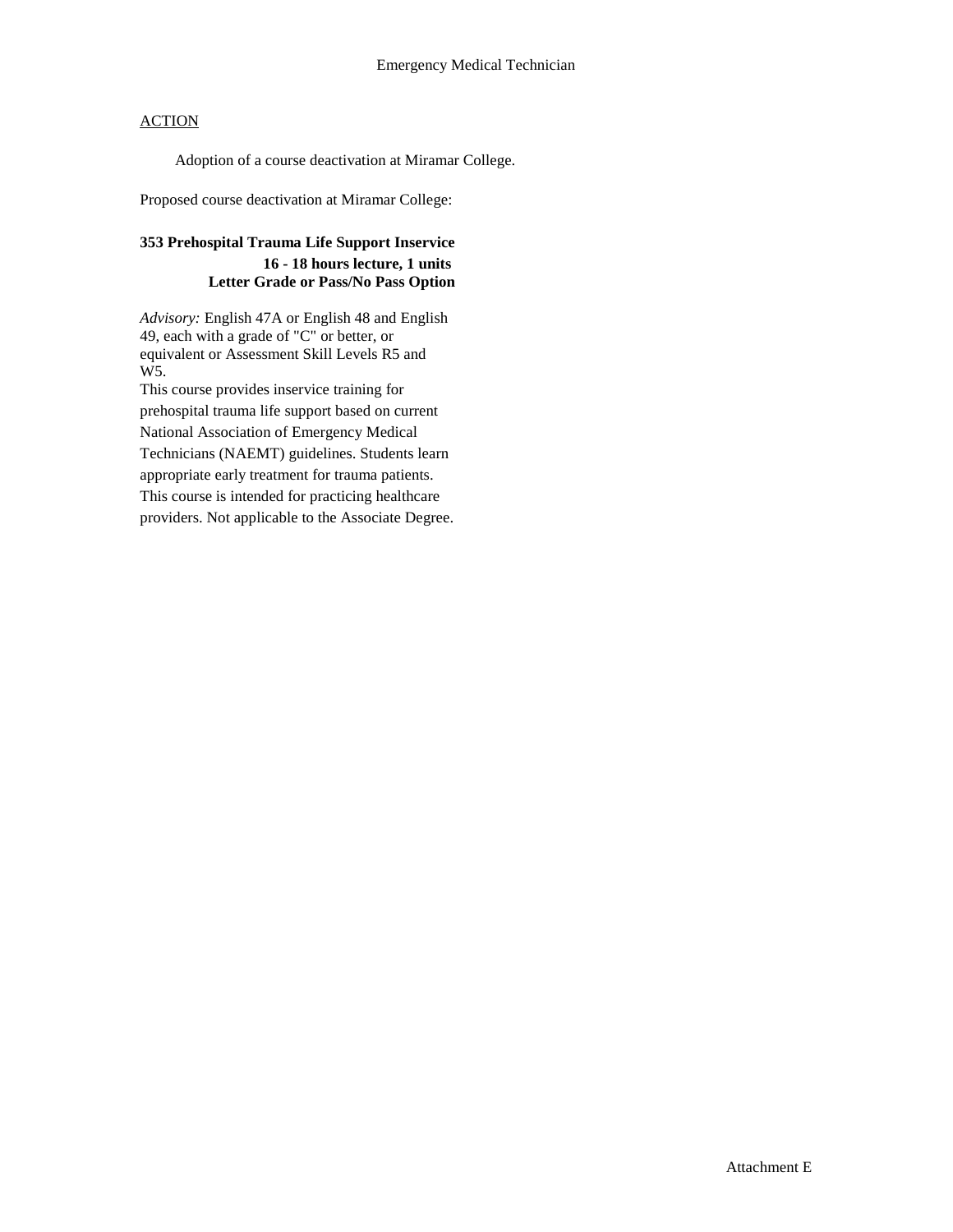# Emergency Medical Technician

ACTION

Adoption of a course deactivation at Miramar College.

Proposed course deactivation at Miramar College:

**353 Prehospital Trauma Life Support Inservice**
**16 - 18 hours lecture, 1 units**
**Letter Grade or Pass/No Pass Option**

*Advisory:* English 47A or English 48 and English 49, each with a grade of "C" or better, or equivalent or Assessment Skill Levels R5 and W5.

This course provides inservice training for prehospital trauma life support based on current National Association of Emergency Medical Technicians (NAEMT) guidelines. Students learn appropriate early treatment for trauma patients. This course is intended for practicing healthcare providers. Not applicable to the Associate Degree.

Attachment E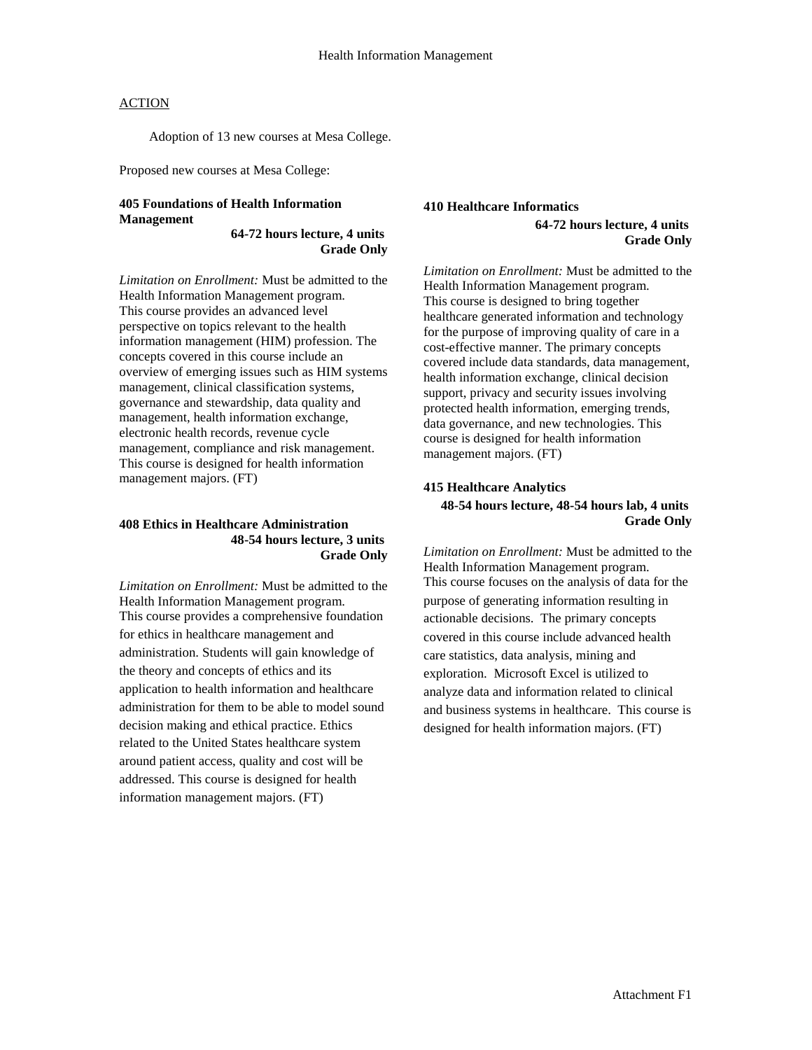ACTION

Adoption of 13 new courses at Mesa College.

Proposed new courses at Mesa College:

**405 Foundations of Health Information Management**
**64-72 hours lecture, 4 units**
**Grade Only**

*Limitation on Enrollment:* Must be admitted to the Health Information Management program.
This course provides an advanced level perspective on topics relevant to the health information management (HIM) profession. The concepts covered in this course include an overview of emerging issues such as HIM systems management, clinical classification systems, governance and stewardship, data quality and management, health information exchange, electronic health records, revenue cycle management, compliance and risk management. This course is designed for health information management majors. (FT)

**408 Ethics in Healthcare Administration**
**48-54 hours lecture, 3 units**
**Grade Only**

*Limitation on Enrollment:* Must be admitted to the Health Information Management program.
This course provides a comprehensive foundation for ethics in healthcare management and administration. Students will gain knowledge of the theory and concepts of ethics and its application to health information and healthcare administration for them to be able to model sound decision making and ethical practice. Ethics related to the United States healthcare system around patient access, quality and cost will be addressed. This course is designed for health information management majors. (FT)

**410 Healthcare Informatics**
**64-72 hours lecture, 4 units**
**Grade Only**

*Limitation on Enrollment:* Must be admitted to the Health Information Management program.
This course is designed to bring together healthcare generated information and technology for the purpose of improving quality of care in a cost-effective manner. The primary concepts covered include data standards, data management, health information exchange, clinical decision support, privacy and security issues involving protected health information, emerging trends, data governance, and new technologies. This course is designed for health information management majors. (FT)

**415 Healthcare Analytics**
**48-54 hours lecture, 48-54 hours lab, 4 units**
**Grade Only**

*Limitation on Enrollment:* Must be admitted to the Health Information Management program.
This course focuses on the analysis of data for the purpose of generating information resulting in actionable decisions. The primary concepts covered in this course include advanced health care statistics, data analysis, mining and exploration. Microsoft Excel is utilized to analyze data and information related to clinical and business systems in healthcare. This course is designed for health information majors. (FT)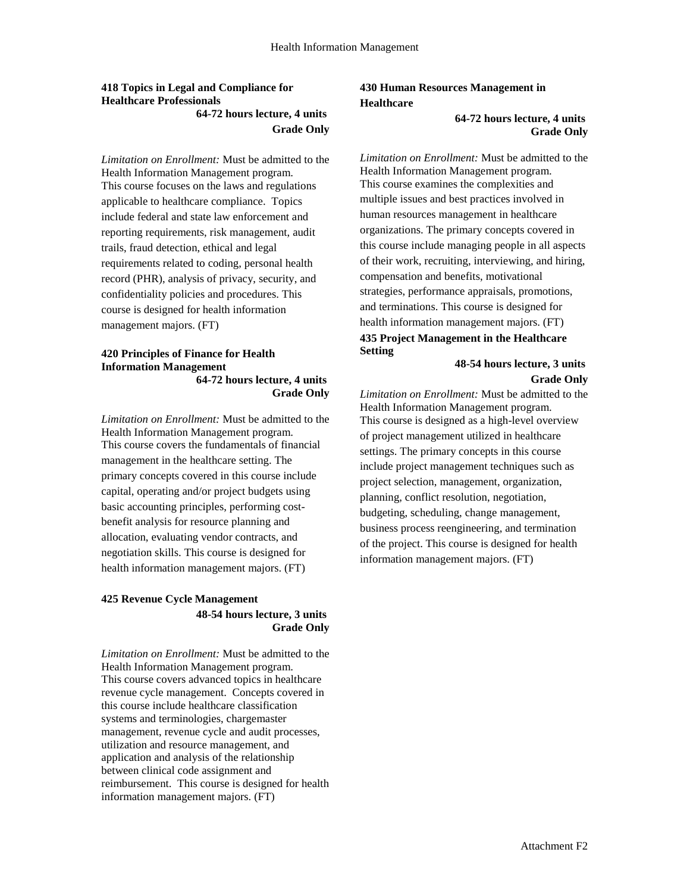#### 418 Topics in Legal and Compliance for Healthcare Professionals

**64-72 hours lecture, 4 units**
**Grade Only**

*Limitation on Enrollment:* Must be admitted to the Health Information Management program.
This course focuses on the laws and regulations applicable to healthcare compliance. Topics include federal and state law enforcement and reporting requirements, risk management, audit trails, fraud detection, ethical and legal requirements related to coding, personal health record (PHR), analysis of privacy, security, and confidentiality policies and procedures. This course is designed for health information management majors. (FT)

#### 420 Principles of Finance for Health Information Management

**64-72 hours lecture, 4 units**
**Grade Only**

*Limitation on Enrollment:* Must be admitted to the Health Information Management program.
This course covers the fundamentals of financial management in the healthcare setting. The primary concepts covered in this course include capital, operating and/or project budgets using basic accounting principles, performing cost-benefit analysis for resource planning and allocation, evaluating vendor contracts, and negotiation skills. This course is designed for health information management majors. (FT)

#### 425 Revenue Cycle Management

**48-54 hours lecture, 3 units**
**Grade Only**

*Limitation on Enrollment:* Must be admitted to the Health Information Management program.
This course covers advanced topics in healthcare revenue cycle management. Concepts covered in this course include healthcare classification systems and terminologies, chargemaster management, revenue cycle and audit processes, utilization and resource management, and application and analysis of the relationship between clinical code assignment and reimbursement. This course is designed for health information management majors. (FT)

#### 430 Human Resources Management in Healthcare

**64-72 hours lecture, 4 units**
**Grade Only**

*Limitation on Enrollment:* Must be admitted to the Health Information Management program.
This course examines the complexities and multiple issues and best practices involved in human resources management in healthcare organizations. The primary concepts covered in this course include managing people in all aspects of their work, recruiting, interviewing, and hiring, compensation and benefits, motivational strategies, performance appraisals, promotions, and terminations. This course is designed for health information management majors. (FT)

#### 435 Project Management in the Healthcare Setting

**48-54 hours lecture, 3 units**
**Grade Only**

*Limitation on Enrollment:* Must be admitted to the Health Information Management program.
This course is designed as a high-level overview of project management utilized in healthcare settings. The primary concepts in this course include project management techniques such as project selection, management, organization, planning, conflict resolution, negotiation, budgeting, scheduling, change management, business process reengineering, and termination of the project. This course is designed for health information management majors. (FT)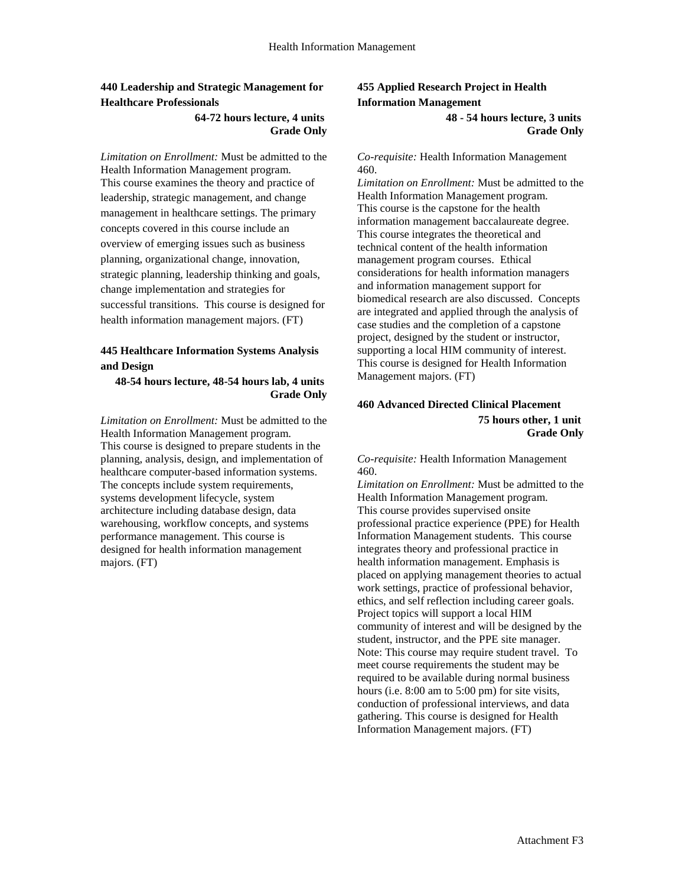### 440 Leadership and Strategic Management for Healthcare Professionals

**64-72 hours lecture, 4 units**
**Grade Only**

*Limitation on Enrollment:* Must be admitted to the Health Information Management program.
This course examines the theory and practice of leadership, strategic management, and change management in healthcare settings. The primary concepts covered in this course include an overview of emerging issues such as business planning, organizational change, innovation, strategic planning, leadership thinking and goals, change implementation and strategies for successful transitions. This course is designed for health information management majors. (FT)

### 445 Healthcare Information Systems Analysis and Design

**48-54 hours lecture, 48-54 hours lab, 4 units**
**Grade Only**

*Limitation on Enrollment:* Must be admitted to the Health Information Management program.
This course is designed to prepare students in the planning, analysis, design, and implementation of healthcare computer-based information systems. The concepts include system requirements, systems development lifecycle, system architecture including database design, data warehousing, workflow concepts, and systems performance management. This course is designed for health information management majors. (FT)

### 455 Applied Research Project in Health Information Management

**48 - 54 hours lecture, 3 units**
**Grade Only**

*Co-requisite:* Health Information Management 460.
*Limitation on Enrollment:* Must be admitted to the Health Information Management program.
This course is the capstone for the health information management baccalaureate degree. This course integrates the theoretical and technical content of the health information management program courses. Ethical considerations for health information managers and information management support for biomedical research are also discussed. Concepts are integrated and applied through the analysis of case studies and the completion of a capstone project, designed by the student or instructor, supporting a local HIM community of interest. This course is designed for Health Information Management majors. (FT)

### 460 Advanced Directed Clinical Placement

**75 hours other, 1 unit**
**Grade Only**

*Co-requisite:* Health Information Management 460.
*Limitation on Enrollment:* Must be admitted to the Health Information Management program.
This course provides supervised onsite professional practice experience (PPE) for Health Information Management students. This course integrates theory and professional practice in health information management. Emphasis is placed on applying management theories to actual work settings, practice of professional behavior, ethics, and self reflection including career goals. Project topics will support a local HIM community of interest and will be designed by the student, instructor, and the PPE site manager. Note: This course may require student travel. To meet course requirements the student may be required to be available during normal business hours (i.e. 8:00 am to 5:00 pm) for site visits, conduction of professional interviews, and data gathering. This course is designed for Health Information Management majors. (FT)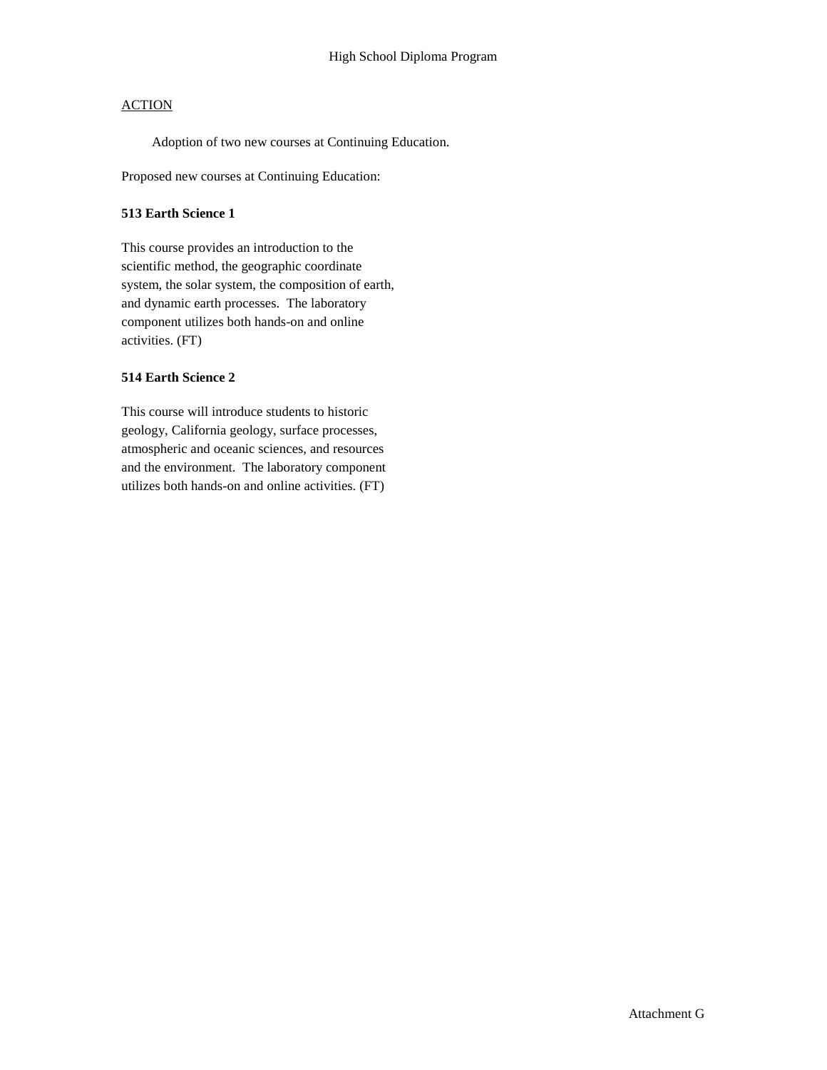High School Diploma Program

ACTION

Adoption of two new courses at Continuing Education.

Proposed new courses at Continuing Education:

**513 Earth Science 1**

This course provides an introduction to the scientific method, the geographic coordinate system, the solar system, the composition of earth, and dynamic earth processes. The laboratory component utilizes both hands-on and online activities. (FT)

**514 Earth Science 2**

This course will introduce students to historic geology, California geology, surface processes, atmospheric and oceanic sciences, and resources and the environment. The laboratory component utilizes both hands-on and online activities. (FT)

Attachment G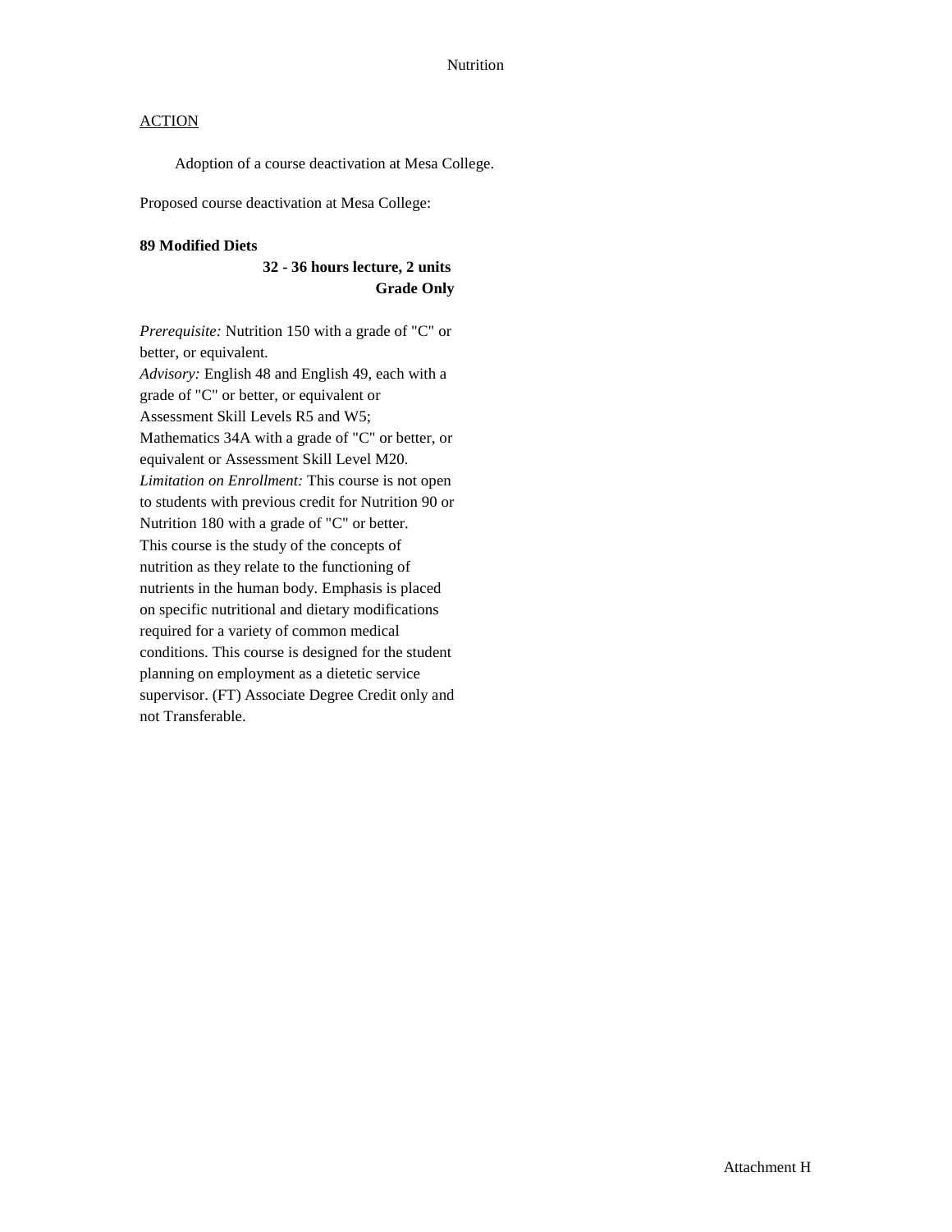Nutrition

ACTION

Adoption of a course deactivation at Mesa College.

Proposed course deactivation at Mesa College:

**89 Modified Diets**

**32 - 36 hours lecture, 2 units**
**Grade Only**

*Prerequisite:* Nutrition 150 with a grade of "C" or better, or equivalent.
*Advisory:* English 48 and English 49, each with a grade of "C" or better, or equivalent or Assessment Skill Levels R5 and W5; Mathematics 34A with a grade of "C" or better, or equivalent or Assessment Skill Level M20.
*Limitation on Enrollment:* This course is not open to students with previous credit for Nutrition 90 or Nutrition 180 with a grade of "C" or better.
This course is the study of the concepts of nutrition as they relate to the functioning of nutrients in the human body. Emphasis is placed on specific nutritional and dietary modifications required for a variety of common medical conditions. This course is designed for the student planning on employment as a dietetic service supervisor. (FT) Associate Degree Credit only and not Transferable.

Attachment H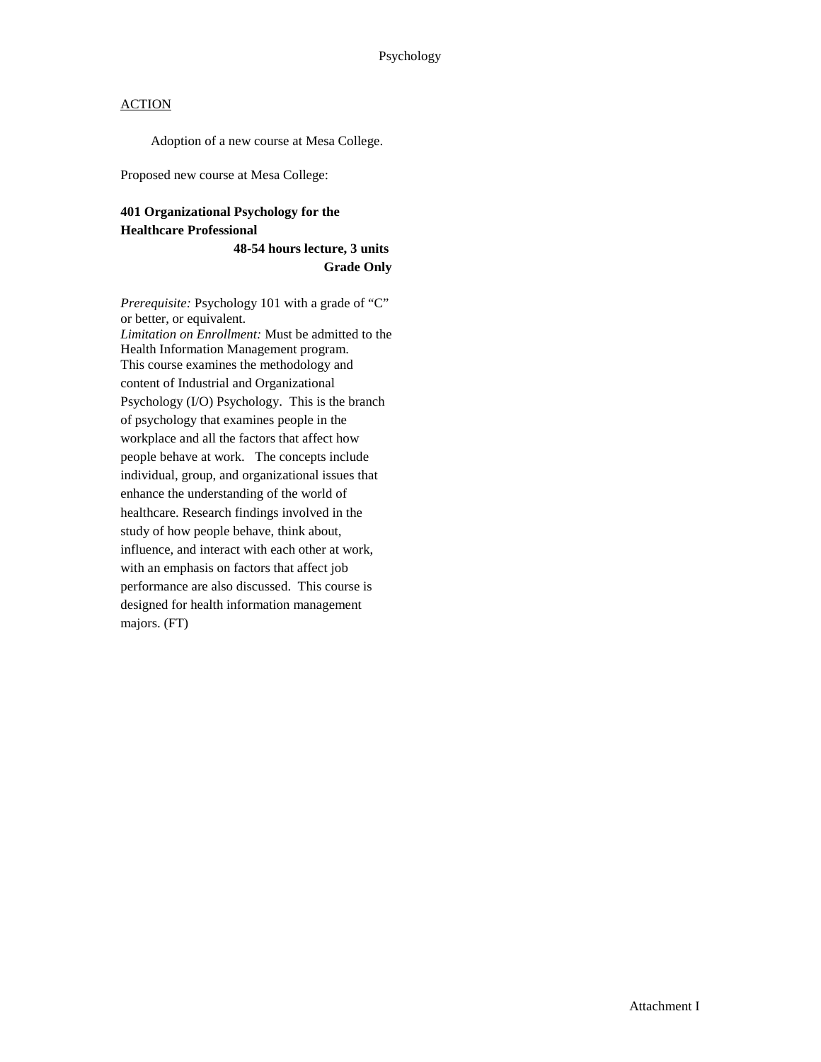Psychology

ACTION

Adoption of a new course at Mesa College.

Proposed new course at Mesa College:

**401 Organizational Psychology for the Healthcare Professional**
**48-54 hours lecture, 3 units**
**Grade Only**

*Prerequisite:* Psychology 101 with a grade of "C" or better, or equivalent.
*Limitation on Enrollment:* Must be admitted to the Health Information Management program.
This course examines the methodology and content of Industrial and Organizational Psychology (I/O) Psychology. This is the branch of psychology that examines people in the workplace and all the factors that affect how people behave at work. The concepts include individual, group, and organizational issues that enhance the understanding of the world of healthcare. Research findings involved in the study of how people behave, think about, influence, and interact with each other at work, with an emphasis on factors that affect job performance are also discussed. This course is designed for health information management majors. (FT)

Attachment I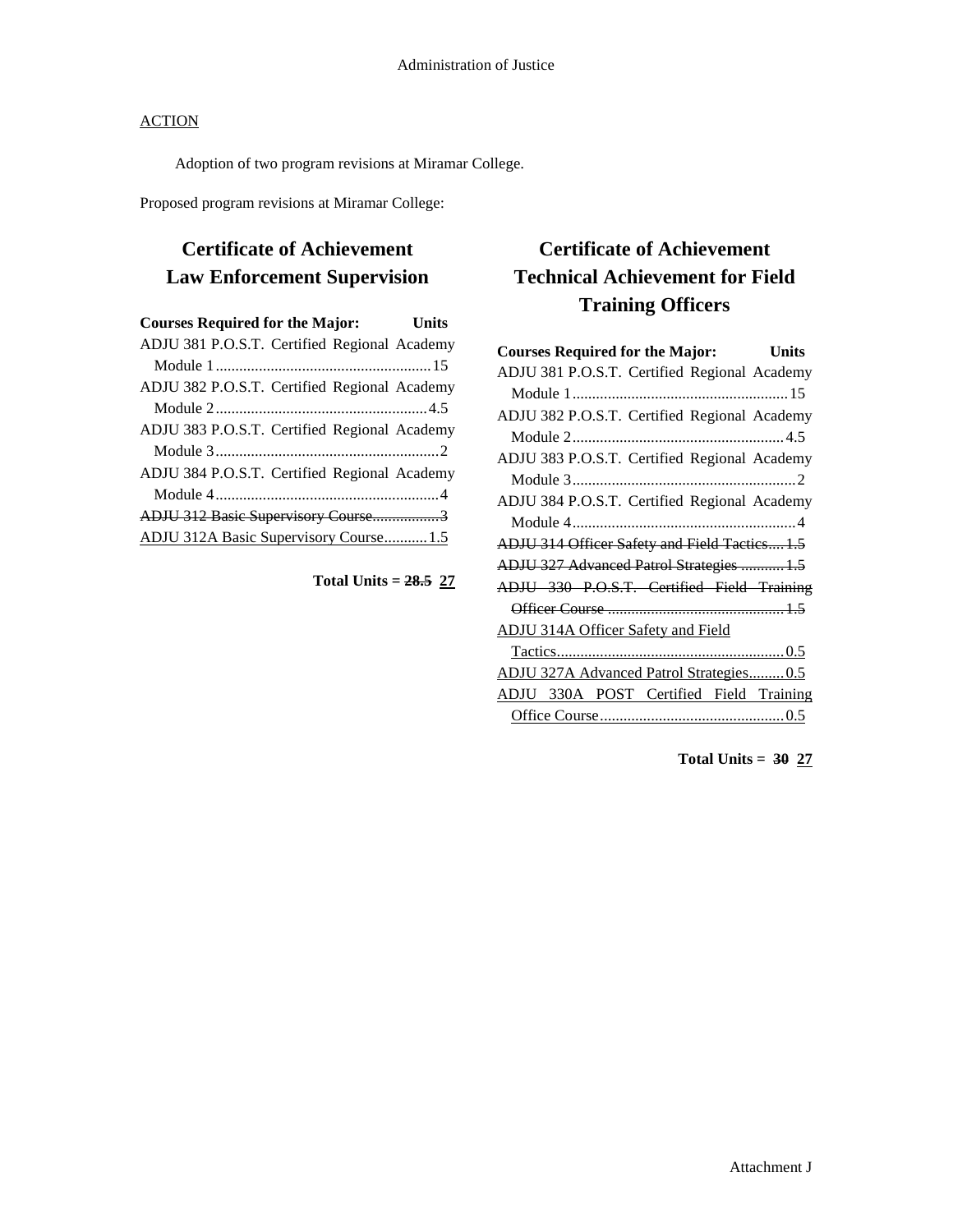ACTION

Adoption of two program revisions at Miramar College.

Proposed program revisions at Miramar College:

## Certificate of Achievement Law Enforcement Supervision

| Courses Required for the Major: | Units |
|---|---|
| ADJU 381 P.O.S.T. Certified Regional Academy Module 1 | 15 |
| ADJU 382 P.O.S.T. Certified Regional Academy Module 2 | 4.5 |
| ADJU 383 P.O.S.T. Certified Regional Academy Module 3 | 2 |
| ADJU 384 P.O.S.T. Certified Regional Academy Module 4 | 4 |
| ~~ADJU 312 Basic Supervisory Course~~ | ~~3~~ |
| <u>ADJU 312A Basic Supervisory Course</u> | <u>1.5</u> |

**Total Units = ~~28.5~~ <u>27</u>**

## Certificate of Achievement Technical Achievement for Field Training Officers

| Courses Required for the Major: | Units |
|---|---|
| ADJU 381 P.O.S.T. Certified Regional Academy Module 1 | 15 |
| ADJU 382 P.O.S.T. Certified Regional Academy Module 2 | 4.5 |
| ADJU 383 P.O.S.T. Certified Regional Academy Module 3 | 2 |
| ADJU 384 P.O.S.T. Certified Regional Academy Module 4 | 4 |
| ~~ADJU 314 Officer Safety and Field Tactics~~ | ~~1.5~~ |
| ~~ADJU 327 Advanced Patrol Strategies~~ | ~~1.5~~ |
| ~~ADJU 330 P.O.S.T. Certified Field Training Officer Course~~ | ~~1.5~~ |
| <u>ADJU 314A Officer Safety and Field Tactics</u> | <u>0.5</u> |
| <u>ADJU 327A Advanced Patrol Strategies</u> | <u>0.5</u> |
| <u>ADJU 330A POST Certified Field Training Office Course</u> | <u>0.5</u> |

**Total Units = ~~30~~ <u>27</u>**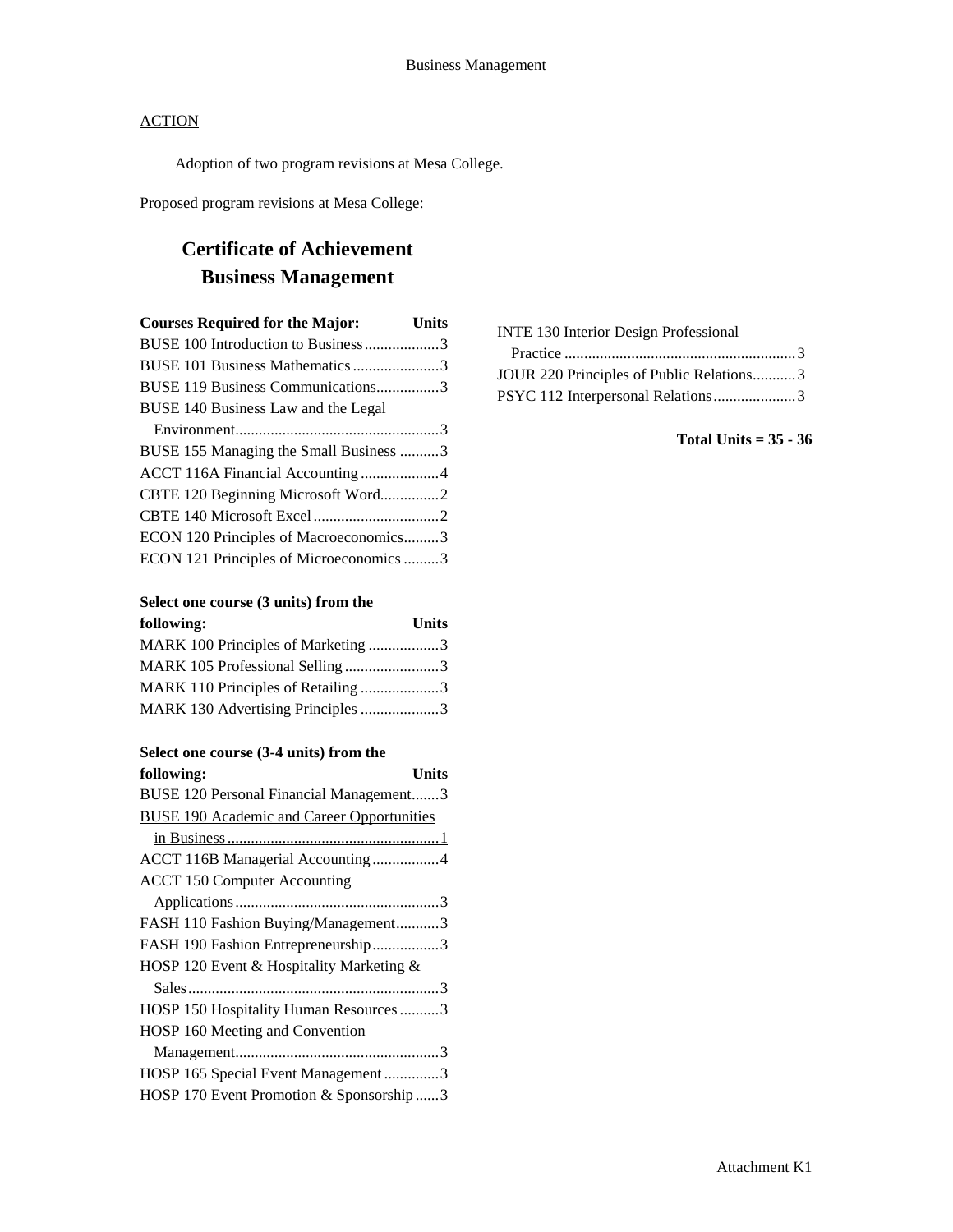ACTION

Adoption of two program revisions at Mesa College.

Proposed program revisions at Mesa College:

## Certificate of Achievement
## Business Management

| Courses Required for the Major: | Units |
|---|---|
| BUSE 100 Introduction to Business | 3 |
| BUSE 101 Business Mathematics | 3 |
| BUSE 119 Business Communications | 3 |
| BUSE 140 Business Law and the Legal Environment | 3 |
| BUSE 155 Managing the Small Business | 3 |
| ACCT 116A Financial Accounting | 4 |
| CBTE 120 Beginning Microsoft Word | 2 |
| CBTE 140 Microsoft Excel | 2 |
| ECON 120 Principles of Macroeconomics | 3 |
| ECON 121 Principles of Microeconomics | 3 |

| Select one course (3 units) from the following: | Units |
|---|---|
| MARK 100 Principles of Marketing | 3 |
| MARK 105 Professional Selling | 3 |
| MARK 110 Principles of Retailing | 3 |
| MARK 130 Advertising Principles | 3 |

| Select one course (3-4 units) from the following: | Units |
|---|---|
| <u>BUSE 120 Personal Financial Management</u> | <u>3</u> |
| <u>BUSE 190 Academic and Career Opportunities in Business</u> | <u>1</u> |
| ACCT 116B Managerial Accounting | 4 |
| ACCT 150 Computer Accounting Applications | 3 |
| FASH 110 Fashion Buying/Management | 3 |
| FASH 190 Fashion Entrepreneurship | 3 |
| HOSP 120 Event & Hospitality Marketing & Sales | 3 |
| HOSP 150 Hospitality Human Resources | 3 |
| HOSP 160 Meeting and Convention Management | 3 |
| HOSP 165 Special Event Management | 3 |
| HOSP 170 Event Promotion & Sponsorship | 3 |
| INTE 130 Interior Design Professional Practice | 3 |
| JOUR 220 Principles of Public Relations | 3 |
| PSYC 112 Interpersonal Relations | 3 |

**Total Units = 35 - 36**

Attachment K1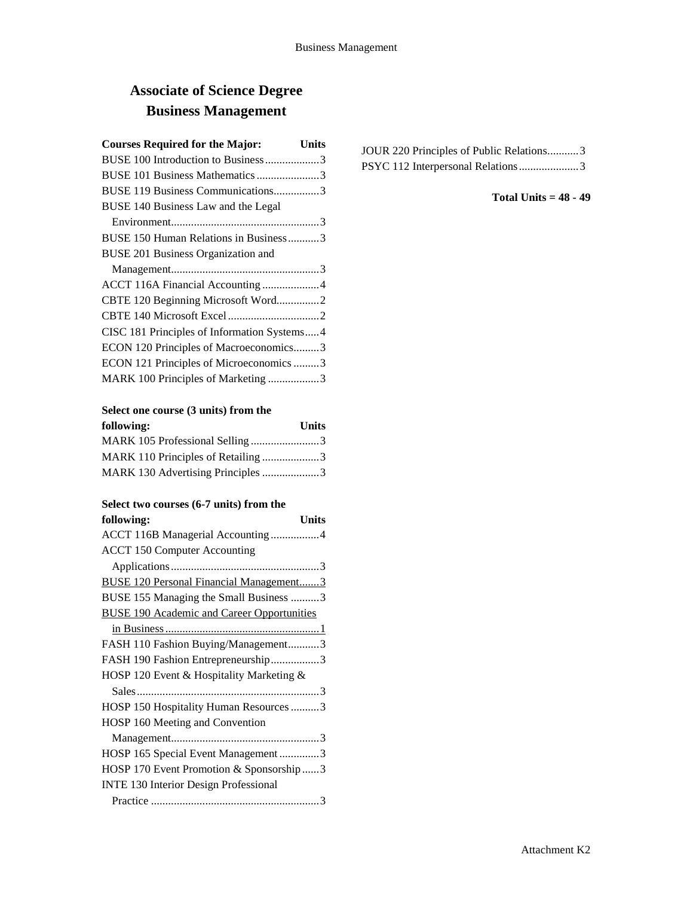# Associate of Science Degree
# Business Management

| Courses Required for the Major: | Units |
|---|---|
| BUSE 100 Introduction to Business | 3 |
| BUSE 101 Business Mathematics | 3 |
| BUSE 119 Business Communications | 3 |
| BUSE 140 Business Law and the Legal Environment | 3 |
| BUSE 150 Human Relations in Business | 3 |
| BUSE 201 Business Organization and Management | 3 |
| ACCT 116A Financial Accounting | 4 |
| CBTE 120 Beginning Microsoft Word | 2 |
| CBTE 140 Microsoft Excel | 2 |
| CISC 181 Principles of Information Systems | 4 |
| ECON 120 Principles of Macroeconomics | 3 |
| ECON 121 Principles of Microeconomics | 3 |
| MARK 100 Principles of Marketing | 3 |

| Select one course (3 units) from the following: | Units |
|---|---|
| MARK 105 Professional Selling | 3 |
| MARK 110 Principles of Retailing | 3 |
| MARK 130 Advertising Principles | 3 |

| Select two courses (6-7 units) from the following: | Units |
|---|---|
| ACCT 116B Managerial Accounting | 4 |
| ACCT 150 Computer Accounting Applications | 3 |
| BUSE 120 Personal Financial Management | 3 |
| BUSE 155 Managing the Small Business | 3 |
| BUSE 190 Academic and Career Opportunities in Business | 1 |
| FASH 110 Fashion Buying/Management | 3 |
| FASH 190 Fashion Entrepreneurship | 3 |
| HOSP 120 Event & Hospitality Marketing & Sales | 3 |
| HOSP 150 Hospitality Human Resources | 3 |
| HOSP 160 Meeting and Convention Management | 3 |
| HOSP 165 Special Event Management | 3 |
| HOSP 170 Event Promotion & Sponsorship | 3 |
| INTE 130 Interior Design Professional Practice | 3 |
| JOUR 220 Principles of Public Relations | 3 |
| PSYC 112 Interpersonal Relations | 3 |

**Total Units = 48 - 49**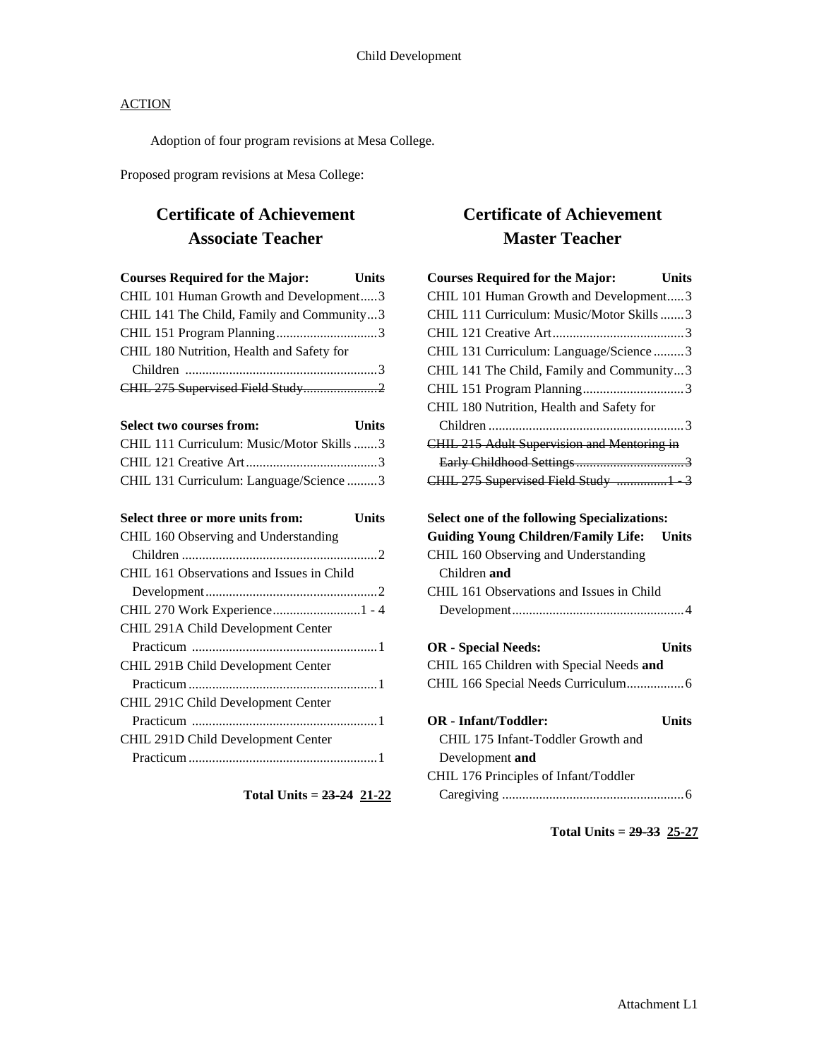Child Development

ACTION

Adoption of four program revisions at Mesa College.

Proposed program revisions at Mesa College:

## Certificate of Achievement
## Associate Teacher

| Courses Required for the Major: | Units |
|---|---|
| CHIL 101 Human Growth and Development | 3 |
| CHIL 141 The Child, Family and Community | 3 |
| CHIL 151 Program Planning | 3 |
| CHIL 180 Nutrition, Health and Safety for Children | 3 |
| ~~CHIL 275 Supervised Field Study~~ | ~~2~~ |

| Select two courses from: | Units |
|---|---|
| CHIL 111 Curriculum: Music/Motor Skills | 3 |
| CHIL 121 Creative Art | 3 |
| CHIL 131 Curriculum: Language/Science | 3 |

| Select three or more units from: | Units |
|---|---|
| CHIL 160 Observing and Understanding Children | 2 |
| CHIL 161 Observations and Issues in Child Development | 2 |
| CHIL 270 Work Experience | 1 - 4 |
| CHIL 291A Child Development Center Practicum | 1 |
| CHIL 291B Child Development Center Practicum | 1 |
| CHIL 291C Child Development Center Practicum | 1 |
| CHIL 291D Child Development Center Practicum | 1 |

**Total Units = ~~23-24~~ 21-22**

## Certificate of Achievement
## Master Teacher

| Courses Required for the Major: | Units |
|---|---|
| CHIL 101 Human Growth and Development | 3 |
| CHIL 111 Curriculum: Music/Motor Skills | 3 |
| CHIL 121 Creative Art | 3 |
| CHIL 131 Curriculum: Language/Science | 3 |
| CHIL 141 The Child, Family and Community | 3 |
| CHIL 151 Program Planning | 3 |
| CHIL 180 Nutrition, Health and Safety for Children | 3 |
| ~~CHIL 215 Adult Supervision and Mentoring in Early Childhood Settings~~ | ~~3~~ |
| ~~CHIL 275 Supervised Field Study~~ | ~~1 - 3~~ |

**Select one of the following Specializations:**

| Guiding Young Children/Family Life: | Units |
|---|---|
| CHIL 160 Observing and Understanding Children **and** CHIL 161 Observations and Issues in Child Development | 4 |

| OR - Special Needs: | Units |
|---|---|
| CHIL 165 Children with Special Needs **and** CHIL 166 Special Needs Curriculum | 6 |

| OR - Infant/Toddler: | Units |
|---|---|
| CHIL 175 Infant-Toddler Growth and Development **and** CHIL 176 Principles of Infant/Toddler Caregiving | 6 |

**Total Units = ~~29-33~~ 25-27**

Attachment L1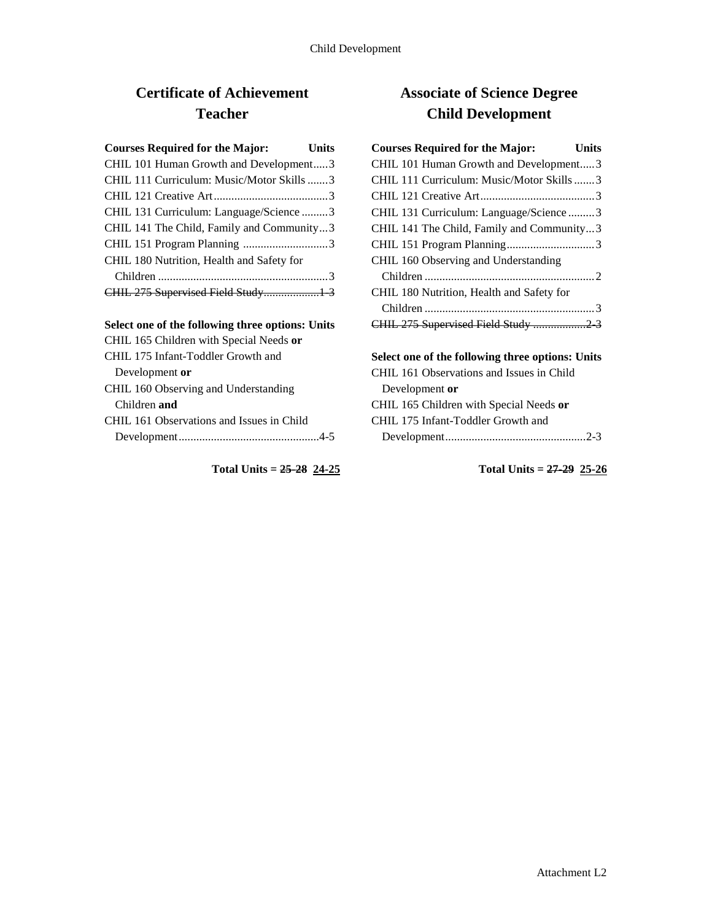# Certificate of Achievement
## Teacher

| Courses Required for the Major: | Units |
|---|---|
| CHIL 101 Human Growth and Development | 3 |
| CHIL 111 Curriculum: Music/Motor Skills | 3 |
| CHIL 121 Creative Art | 3 |
| CHIL 131 Curriculum: Language/Science | 3 |
| CHIL 141 The Child, Family and Community | 3 |
| CHIL 151 Program Planning | 3 |
| CHIL 180 Nutrition, Health and Safety for Children | 3 |
| ~~CHIL 275 Supervised Field Study~~ | ~~1-3~~ |

| Select one of the following three options: | Units |
|---|---|
| CHIL 165 Children with Special Needs **or** CHIL 175 Infant-Toddler Growth and Development **or** CHIL 160 Observing and Understanding Children **and** CHIL 161 Observations and Issues in Child Development | 4-5 |

**Total Units = ~~25-28~~ <u>24-25</u>**

# Associate of Science Degree
## Child Development

| Courses Required for the Major: | Units |
|---|---|
| CHIL 101 Human Growth and Development | 3 |
| CHIL 111 Curriculum: Music/Motor Skills | 3 |
| CHIL 121 Creative Art | 3 |
| CHIL 131 Curriculum: Language/Science | 3 |
| CHIL 141 The Child, Family and Community | 3 |
| CHIL 151 Program Planning | 3 |
| CHIL 160 Observing and Understanding Children | 2 |
| CHIL 180 Nutrition, Health and Safety for Children | 3 |
| ~~CHIL 275 Supervised Field Study~~ | ~~2-3~~ |

| Select one of the following three options: | Units |
|---|---|
| CHIL 161 Observations and Issues in Child Development **or** CHIL 165 Children with Special Needs **or** CHIL 175 Infant-Toddler Growth and Development | 2-3 |

**Total Units = ~~27-29~~ <u>25-26</u>**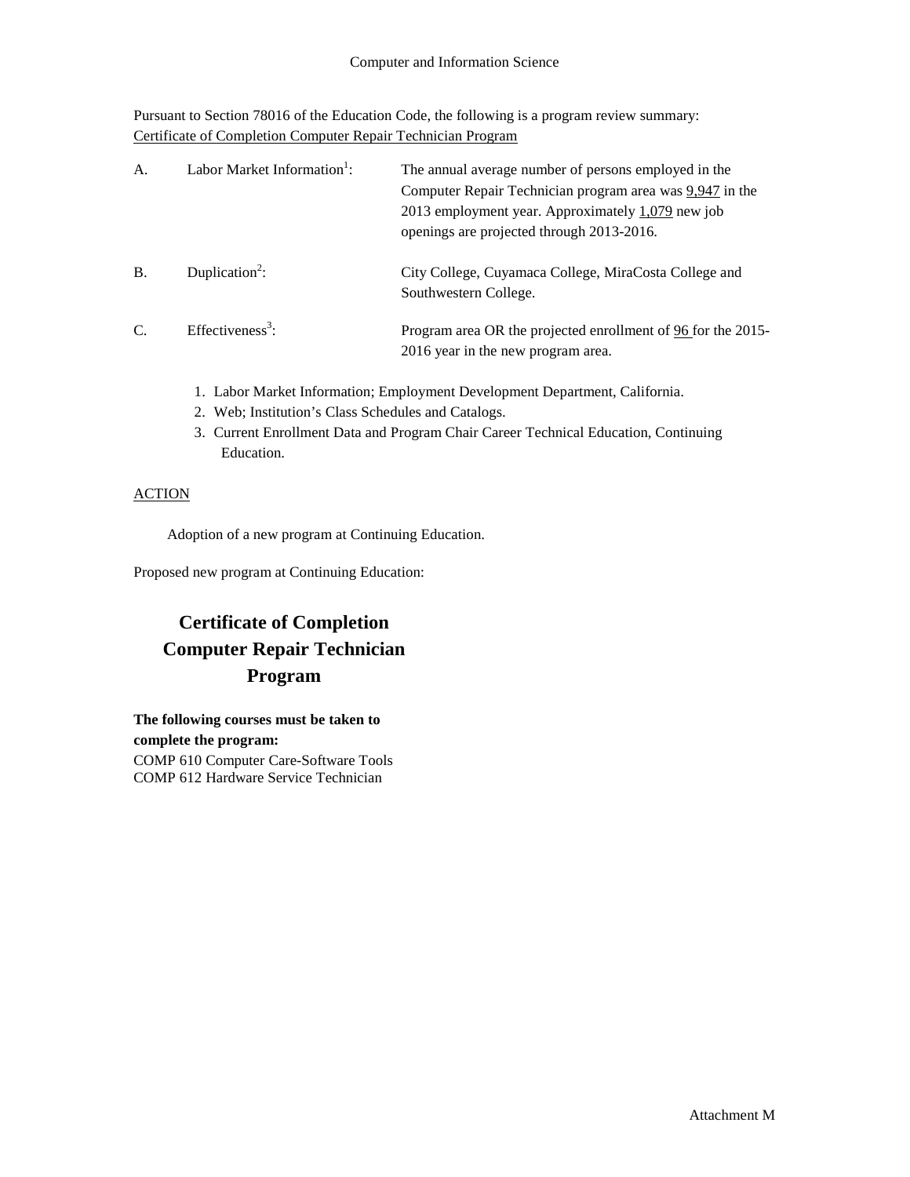Computer and Information Science

Pursuant to Section 78016 of the Education Code, the following is a program review summary:
Certificate of Completion Computer Repair Technician Program

A. Labor Market Information[1]: The annual average number of persons employed in the Computer Repair Technician program area was 9,947 in the 2013 employment year. Approximately 1,079 new job openings are projected through 2013-2016.

B. Duplication[2]: City College, Cuyamaca College, MiraCosta College and Southwestern College.

C. Effectiveness[3]: Program area OR the projected enrollment of 96 for the 2015-2016 year in the new program area.

1. Labor Market Information; Employment Development Department, California.
2. Web; Institution's Class Schedules and Catalogs.
3. Current Enrollment Data and Program Chair Career Technical Education, Continuing Education.

ACTION

Adoption of a new program at Continuing Education.

Proposed new program at Continuing Education:

## Certificate of Completion Computer Repair Technician Program

**The following courses must be taken to complete the program:**

COMP 610 Computer Care-Software Tools
COMP 612 Hardware Service Technician

Attachment M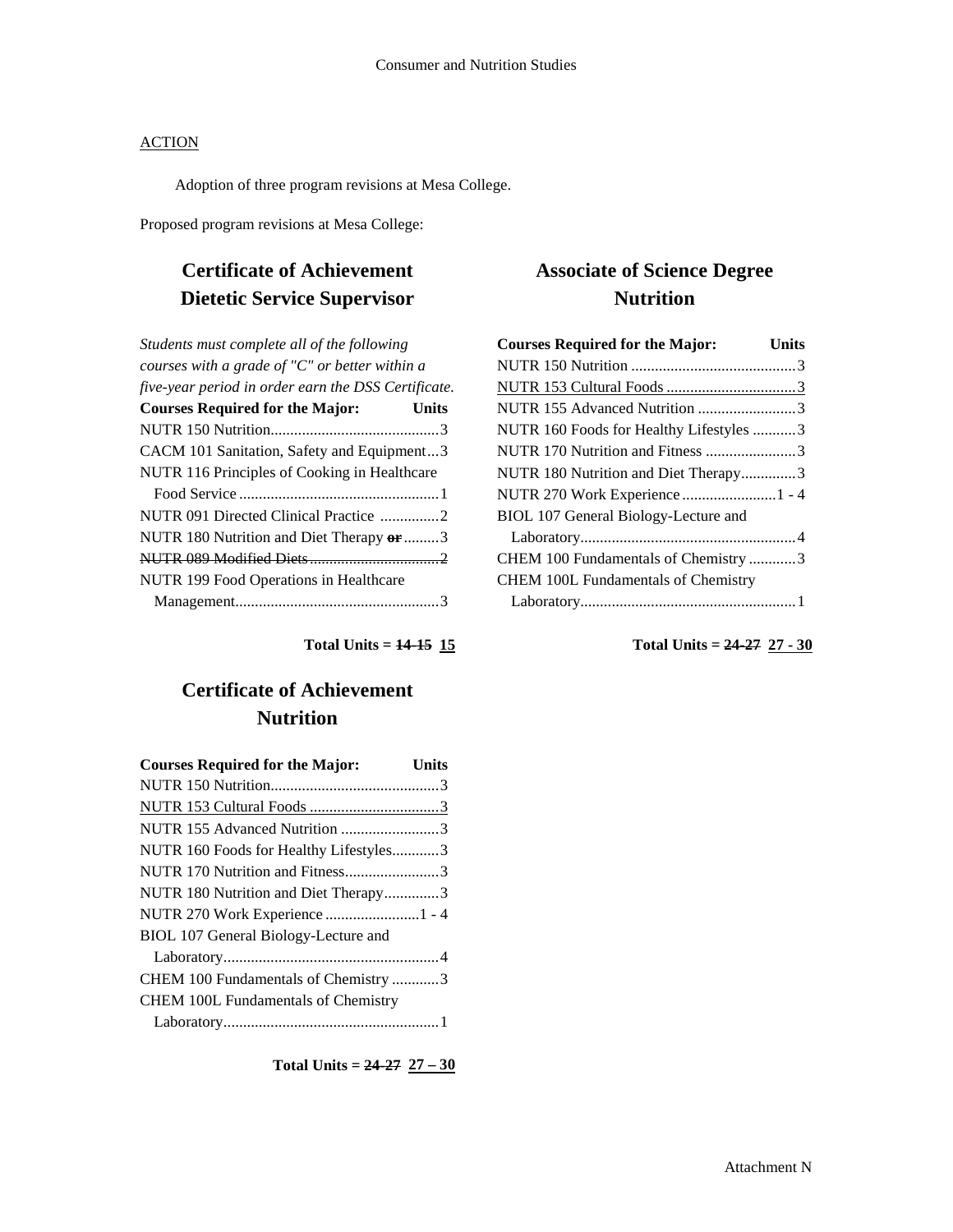Consumer and Nutrition Studies

ACTION

Adoption of three program revisions at Mesa College.

Proposed program revisions at Mesa College:

## Certificate of Achievement Dietetic Service Supervisor

*Students must complete all of the following courses with a grade of "C" or better within a five-year period in order earn the DSS Certificate.*

| Courses Required for the Major: | Units |
|---|---|
| NUTR 150 Nutrition | 3 |
| CACM 101 Sanitation, Safety and Equipment | 3 |
| NUTR 116 Principles of Cooking in Healthcare Food Service | 1 |
| NUTR 091 Directed Clinical Practice | 2 |
| NUTR 180 Nutrition and Diet Therapy ~~**or**~~ | 3 |
| ~~NUTR 089 Modified Diets~~ | ~~2~~ |
| NUTR 199 Food Operations in Healthcare Management | 3 |

**Total Units = ~~14-15~~ <u>15</u>**

## Certificate of Achievement Nutrition

| Courses Required for the Major: | Units |
|---|---|
| NUTR 150 Nutrition | 3 |
| <u>NUTR 153 Cultural Foods</u> | <u>3</u> |
| NUTR 155 Advanced Nutrition | 3 |
| NUTR 160 Foods for Healthy Lifestyles | 3 |
| NUTR 170 Nutrition and Fitness | 3 |
| NUTR 180 Nutrition and Diet Therapy | 3 |
| NUTR 270 Work Experience | 1 - 4 |
| BIOL 107 General Biology-Lecture and Laboratory | 4 |
| CHEM 100 Fundamentals of Chemistry | 3 |
| CHEM 100L Fundamentals of Chemistry Laboratory | 1 |

**Total Units = ~~24-27~~ <u>27 – 30</u>**

## Associate of Science Degree Nutrition

| Courses Required for the Major: | Units |
|---|---|
| NUTR 150 Nutrition | 3 |
| <u>NUTR 153 Cultural Foods</u> | <u>3</u> |
| NUTR 155 Advanced Nutrition | 3 |
| NUTR 160 Foods for Healthy Lifestyles | 3 |
| NUTR 170 Nutrition and Fitness | 3 |
| NUTR 180 Nutrition and Diet Therapy | 3 |
| NUTR 270 Work Experience | 1 - 4 |
| BIOL 107 General Biology-Lecture and Laboratory | 4 |
| CHEM 100 Fundamentals of Chemistry | 3 |
| CHEM 100L Fundamentals of Chemistry Laboratory | 1 |

**Total Units = ~~24-27~~ <u>27 - 30</u>**

Attachment N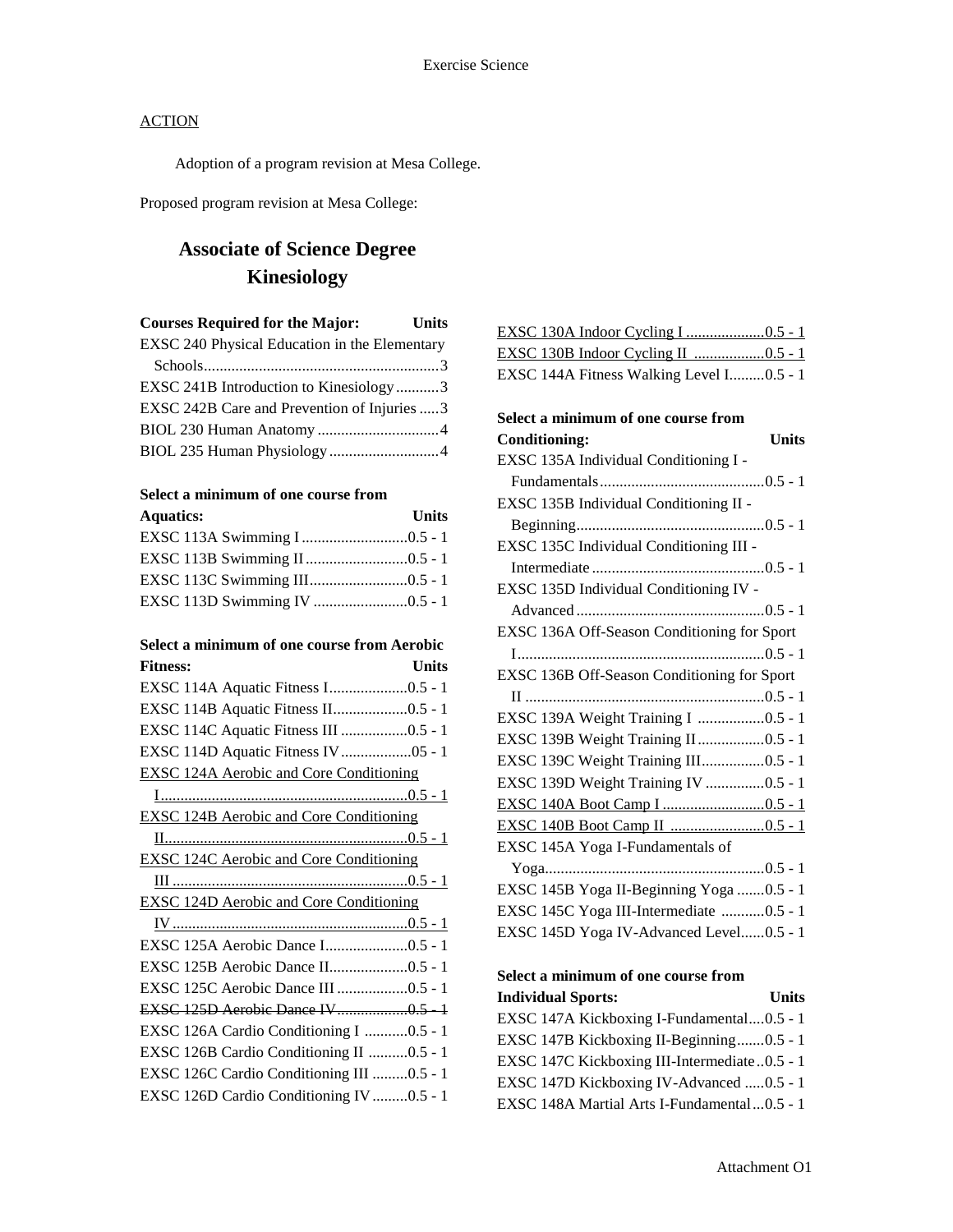<u>ACTION</u>

Adoption of a program revision at Mesa College.

Proposed program revision at Mesa College:

## Associate of Science Degree
## Kinesiology

| Courses Required for the Major: | Units |
|---|---|
| EXSC 240 Physical Education in the Elementary Schools | 3 |
| EXSC 241B Introduction to Kinesiology | 3 |
| EXSC 242B Care and Prevention of Injuries | 3 |
| BIOL 230 Human Anatomy | 4 |
| BIOL 235 Human Physiology | 4 |

| Select a minimum of one course from Aquatics: | Units |
|---|---|
| EXSC 113A Swimming I | 0.5 - 1 |
| EXSC 113B Swimming II | 0.5 - 1 |
| EXSC 113C Swimming III | 0.5 - 1 |
| EXSC 113D Swimming IV | 0.5 - 1 |

| Select a minimum of one course from Aerobic Fitness: | Units |
|---|---|
| EXSC 114A Aquatic Fitness I | 0.5 - 1 |
| EXSC 114B Aquatic Fitness II | 0.5 - 1 |
| EXSC 114C Aquatic Fitness III | 0.5 - 1 |
| EXSC 114D Aquatic Fitness IV | 05 - 1 |
| <u>EXSC 124A Aerobic and Core Conditioning I</u> | <u>0.5 - 1</u> |
| <u>EXSC 124B Aerobic and Core Conditioning II</u> | <u>0.5 - 1</u> |
| <u>EXSC 124C Aerobic and Core Conditioning III</u> | <u>0.5 - 1</u> |
| <u>EXSC 124D Aerobic and Core Conditioning IV</u> | <u>0.5 - 1</u> |
| EXSC 125A Aerobic Dance I | 0.5 - 1 |
| EXSC 125B Aerobic Dance II | 0.5 - 1 |
| EXSC 125C Aerobic Dance III | 0.5 - 1 |
| ~~EXSC 125D Aerobic Dance IV~~ | ~~0.5 - 1~~ |
| EXSC 126A Cardio Conditioning I | 0.5 - 1 |
| EXSC 126B Cardio Conditioning II | 0.5 - 1 |
| EXSC 126C Cardio Conditioning III | 0.5 - 1 |
| EXSC 126D Cardio Conditioning IV | 0.5 - 1 |
| <u>EXSC 130A Indoor Cycling I</u> | <u>0.5 - 1</u> |
| <u>EXSC 130B Indoor Cycling II</u> | <u>0.5 - 1</u> |
| EXSC 144A Fitness Walking Level I | 0.5 - 1 |

| Select a minimum of one course from Conditioning: | Units |
|---|---|
| EXSC 135A Individual Conditioning I - Fundamentals | 0.5 - 1 |
| EXSC 135B Individual Conditioning II - Beginning | 0.5 - 1 |
| EXSC 135C Individual Conditioning III - Intermediate | 0.5 - 1 |
| EXSC 135D Individual Conditioning IV - Advanced | 0.5 - 1 |
| EXSC 136A Off-Season Conditioning for Sport I | 0.5 - 1 |
| EXSC 136B Off-Season Conditioning for Sport II | 0.5 - 1 |
| EXSC 139A Weight Training I | 0.5 - 1 |
| EXSC 139B Weight Training II | 0.5 - 1 |
| EXSC 139C Weight Training III | 0.5 - 1 |
| EXSC 139D Weight Training IV | 0.5 - 1 |
| <u>EXSC 140A Boot Camp I</u> | <u>0.5 - 1</u> |
| <u>EXSC 140B Boot Camp II</u> | <u>0.5 - 1</u> |
| EXSC 145A Yoga I-Fundamentals of Yoga | 0.5 - 1 |
| EXSC 145B Yoga II-Beginning Yoga | 0.5 - 1 |
| EXSC 145C Yoga III-Intermediate | 0.5 - 1 |
| EXSC 145D Yoga IV-Advanced Level | 0.5 - 1 |

| Select a minimum of one course from Individual Sports: | Units |
|---|---|
| EXSC 147A Kickboxing I-Fundamental | 0.5 - 1 |
| EXSC 147B Kickboxing II-Beginning | 0.5 - 1 |
| EXSC 147C Kickboxing III-Intermediate | 0.5 - 1 |
| EXSC 147D Kickboxing IV-Advanced | 0.5 - 1 |
| EXSC 148A Martial Arts I-Fundamental | 0.5 - 1 |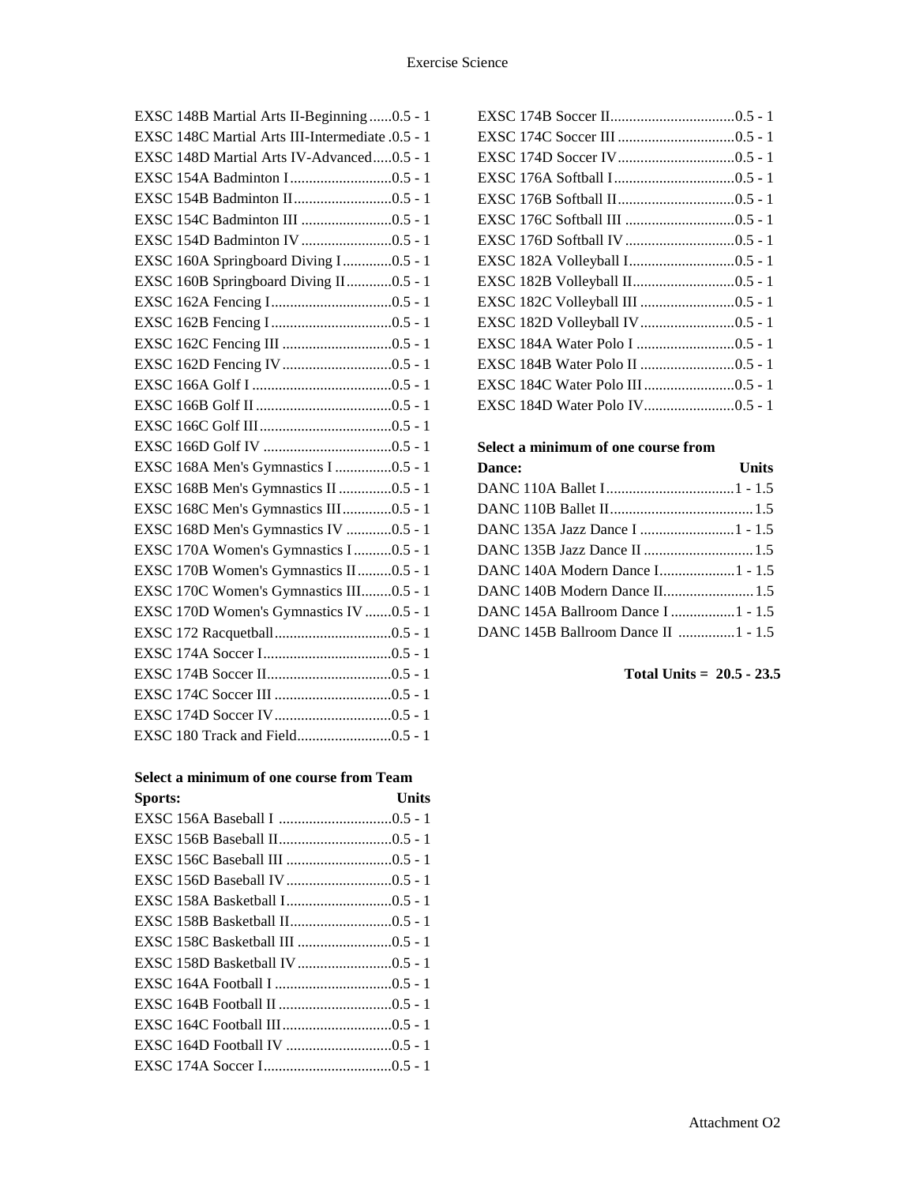| Course | Units |
|---|---|
| EXSC 148B Martial Arts II-Beginning | 0.5 - 1 |
| EXSC 148C Martial Arts III-Intermediate | 0.5 - 1 |
| EXSC 148D Martial Arts IV-Advanced | 0.5 - 1 |
| EXSC 154A Badminton I | 0.5 - 1 |
| EXSC 154B Badminton II | 0.5 - 1 |
| EXSC 154C Badminton III | 0.5 - 1 |
| EXSC 154D Badminton IV | 0.5 - 1 |
| EXSC 160A Springboard Diving I | 0.5 - 1 |
| EXSC 160B Springboard Diving II | 0.5 - 1 |
| EXSC 162A Fencing I | 0.5 - 1 |
| EXSC 162B Fencing I | 0.5 - 1 |
| EXSC 162C Fencing III | 0.5 - 1 |
| EXSC 162D Fencing IV | 0.5 - 1 |
| EXSC 166A Golf I | 0.5 - 1 |
| EXSC 166B Golf II | 0.5 - 1 |
| EXSC 166C Golf III | 0.5 - 1 |
| EXSC 166D Golf IV | 0.5 - 1 |
| EXSC 168A Men's Gymnastics I | 0.5 - 1 |
| EXSC 168B Men's Gymnastics II | 0.5 - 1 |
| EXSC 168C Men's Gymnastics III | 0.5 - 1 |
| EXSC 168D Men's Gymnastics IV | 0.5 - 1 |
| EXSC 170A Women's Gymnastics I | 0.5 - 1 |
| EXSC 170B Women's Gymnastics II | 0.5 - 1 |
| EXSC 170C Women's Gymnastics III | 0.5 - 1 |
| EXSC 170D Women's Gymnastics IV | 0.5 - 1 |
| EXSC 172 Racquetball | 0.5 - 1 |
| EXSC 174A Soccer I | 0.5 - 1 |
| EXSC 174B Soccer II | 0.5 - 1 |
| EXSC 174C Soccer III | 0.5 - 1 |
| EXSC 174D Soccer IV | 0.5 - 1 |
| EXSC 180 Track and Field | 0.5 - 1 |

**Select a minimum of one course from Team Sports:**

| Sports: | Units |
|---|---|
| EXSC 156A Baseball I | 0.5 - 1 |
| EXSC 156B Baseball II | 0.5 - 1 |
| EXSC 156C Baseball III | 0.5 - 1 |
| EXSC 156D Baseball IV | 0.5 - 1 |
| EXSC 158A Basketball I | 0.5 - 1 |
| EXSC 158B Basketball II | 0.5 - 1 |
| EXSC 158C Basketball III | 0.5 - 1 |
| EXSC 158D Basketball IV | 0.5 - 1 |
| EXSC 164A Football I | 0.5 - 1 |
| EXSC 164B Football II | 0.5 - 1 |
| EXSC 164C Football III | 0.5 - 1 |
| EXSC 164D Football IV | 0.5 - 1 |
| EXSC 174A Soccer I | 0.5 - 1 |
| EXSC 174B Soccer II | 0.5 - 1 |
| EXSC 174C Soccer III | 0.5 - 1 |
| EXSC 174D Soccer IV | 0.5 - 1 |
| EXSC 176A Softball I | 0.5 - 1 |
| EXSC 176B Softball II | 0.5 - 1 |
| EXSC 176C Softball III | 0.5 - 1 |
| EXSC 176D Softball IV | 0.5 - 1 |
| EXSC 182A Volleyball I | 0.5 - 1 |
| EXSC 182B Volleyball II | 0.5 - 1 |
| EXSC 182C Volleyball III | 0.5 - 1 |
| EXSC 182D Volleyball IV | 0.5 - 1 |
| EXSC 184A Water Polo I | 0.5 - 1 |
| EXSC 184B Water Polo II | 0.5 - 1 |
| EXSC 184C Water Polo III | 0.5 - 1 |
| EXSC 184D Water Polo IV | 0.5 - 1 |

**Select a minimum of one course from**

| Dance: | Units |
|---|---|
| DANC 110A Ballet I | 1 - 1.5 |
| DANC 110B Ballet II | 1.5 |
| DANC 135A Jazz Dance I | 1 - 1.5 |
| DANC 135B Jazz Dance II | 1.5 |
| DANC 140A Modern Dance I | 1 - 1.5 |
| DANC 140B Modern Dance II | 1.5 |
| DANC 145A Ballroom Dance I | 1 - 1.5 |
| DANC 145B Ballroom Dance II | 1 - 1.5 |

**Total Units = 20.5 - 23.5**

Attachment O2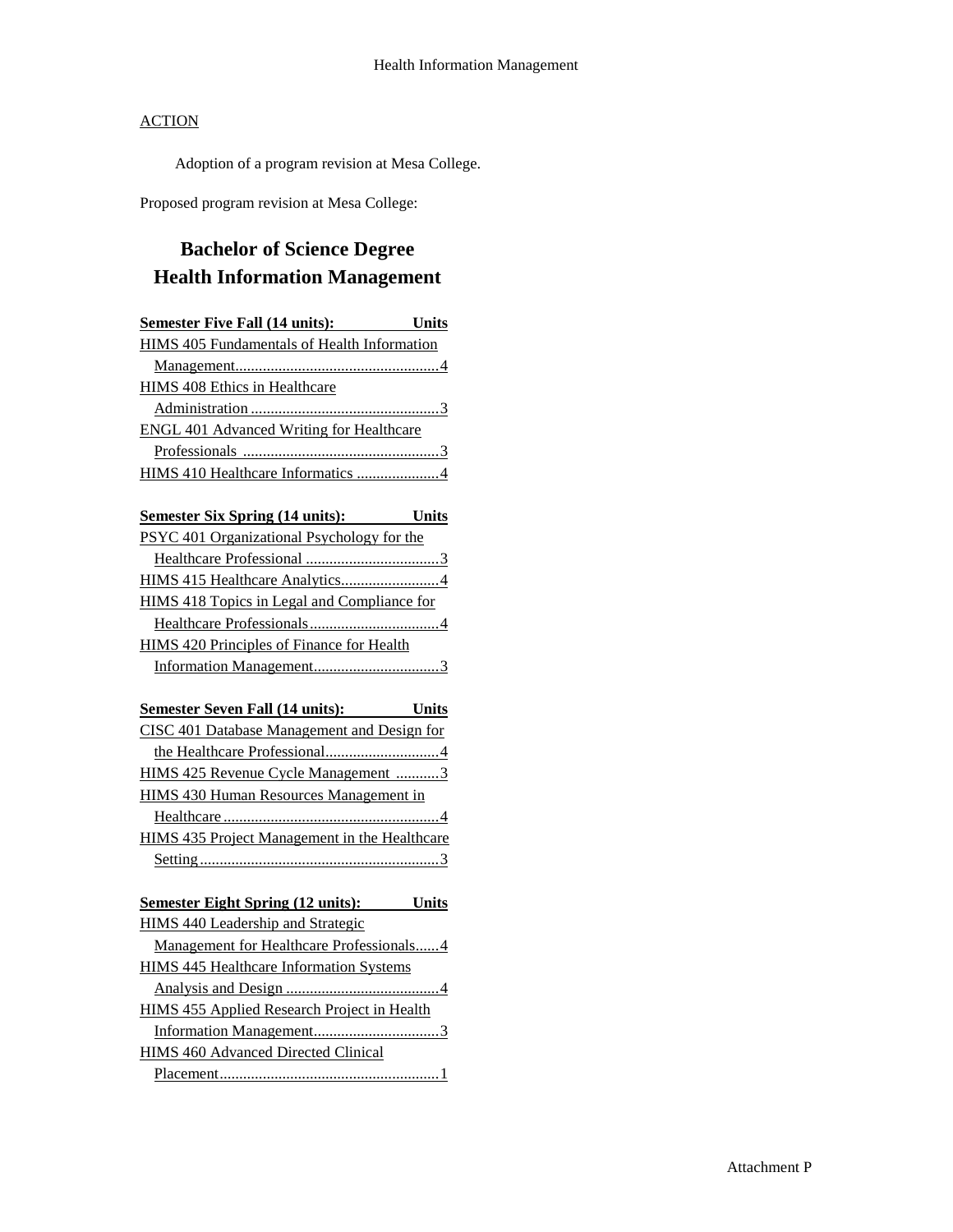ACTION

Adoption of a program revision at Mesa College.

Proposed program revision at Mesa College:

# Bachelor of Science Degree
# Health Information Management

| Semester Five Fall (14 units): | Units |
|---|---|
| HIMS 405 Fundamentals of Health Information Management | 4 |
| HIMS 408 Ethics in Healthcare Administration | 3 |
| ENGL 401 Advanced Writing for Healthcare Professionals | 3 |
| HIMS 410 Healthcare Informatics | 4 |

| Semester Six Spring (14 units): | Units |
|---|---|
| PSYC 401 Organizational Psychology for the Healthcare Professional | 3 |
| HIMS 415 Healthcare Analytics | 4 |
| HIMS 418 Topics in Legal and Compliance for Healthcare Professionals | 4 |
| HIMS 420 Principles of Finance for Health Information Management | 3 |

| Semester Seven Fall (14 units): | Units |
|---|---|
| CISC 401 Database Management and Design for the Healthcare Professional | 4 |
| HIMS 425 Revenue Cycle Management | 3 |
| HIMS 430 Human Resources Management in Healthcare | 4 |
| HIMS 435 Project Management in the Healthcare Setting | 3 |

| Semester Eight Spring (12 units): | Units |
|---|---|
| HIMS 440 Leadership and Strategic Management for Healthcare Professionals | 4 |
| HIMS 445 Healthcare Information Systems Analysis and Design | 4 |
| HIMS 455 Applied Research Project in Health Information Management | 3 |
| HIMS 460 Advanced Directed Clinical Placement | 1 |

Attachment P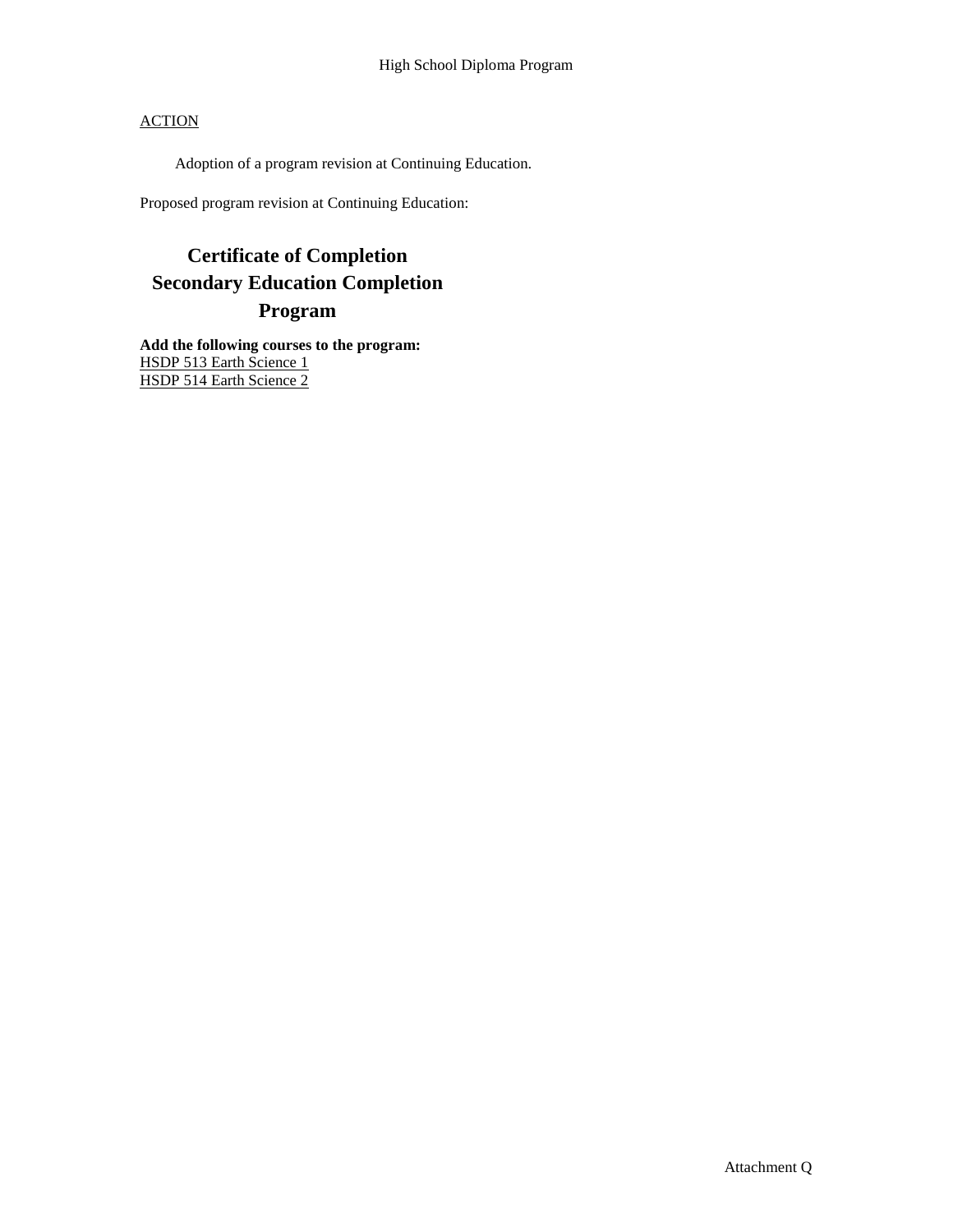ACTION

Adoption of a program revision at Continuing Education.

Proposed program revision at Continuing Education:

# Certificate of Completion Secondary Education Completion Program

**Add the following courses to the program:**

HSDP 513 Earth Science 1

HSDP 514 Earth Science 2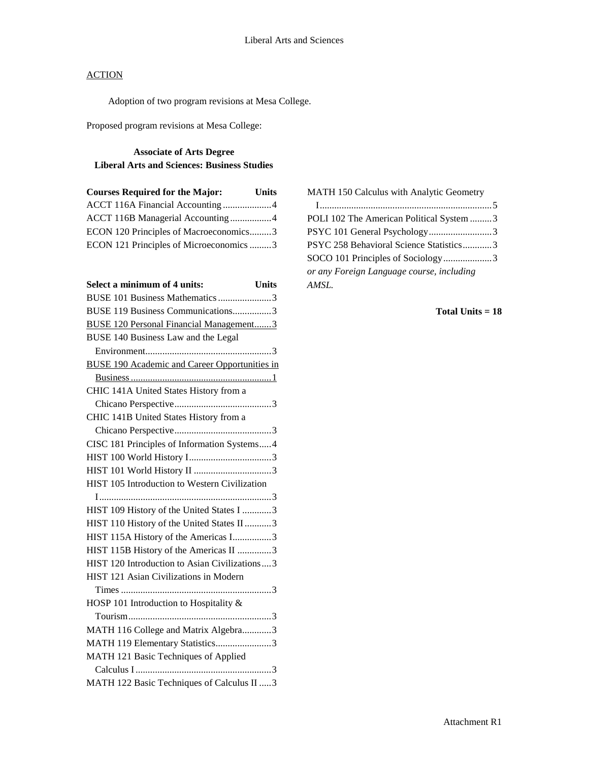Liberal Arts and Sciences

ACTION

Adoption of two program revisions at Mesa College.

Proposed program revisions at Mesa College:

**Associate of Arts Degree**
**Liberal Arts and Sciences: Business Studies**

| **Courses Required for the Major:** | **Units** |
| --- | --- |
| ACCT 116A Financial Accounting | 4 |
| ACCT 116B Managerial Accounting | 4 |
| ECON 120 Principles of Macroeconomics | 3 |
| ECON 121 Principles of Microeconomics | 3 |

| **Select a minimum of 4 units:** | **Units** |
| --- | --- |
| BUSE 101 Business Mathematics | 3 |
| BUSE 119 Business Communications | 3 |
| <u>BUSE 120 Personal Financial Management</u> | <u>3</u> |
| BUSE 140 Business Law and the Legal Environment | 3 |
| <u>BUSE 190 Academic and Career Opportunities in Business</u> | <u>1</u> |
| CHIC 141A United States History from a Chicano Perspective | 3 |
| CHIC 141B United States History from a Chicano Perspective | 3 |
| CISC 181 Principles of Information Systems | 4 |
| HIST 100 World History I | 3 |
| HIST 101 World History II | 3 |
| HIST 105 Introduction to Western Civilization I | 3 |
| HIST 109 History of the United States I | 3 |
| HIST 110 History of the United States II | 3 |
| HIST 115A History of the Americas I | 3 |
| HIST 115B History of the Americas II | 3 |
| HIST 120 Introduction to Asian Civilizations | 3 |
| HIST 121 Asian Civilizations in Modern Times | 3 |
| HOSP 101 Introduction to Hospitality & Tourism | 3 |
| MATH 116 College and Matrix Algebra | 3 |
| MATH 119 Elementary Statistics | 3 |
| MATH 121 Basic Techniques of Applied Calculus I | 3 |
| MATH 122 Basic Techniques of Calculus II | 3 |
| MATH 150 Calculus with Analytic Geometry I | 5 |
| POLI 102 The American Political System | 3 |
| PSYC 101 General Psychology | 3 |
| PSYC 258 Behavioral Science Statistics | 3 |
| SOCO 101 Principles of Sociology | 3 |
| *or any Foreign Language course, including AMSL.* | |

**Total Units = 18**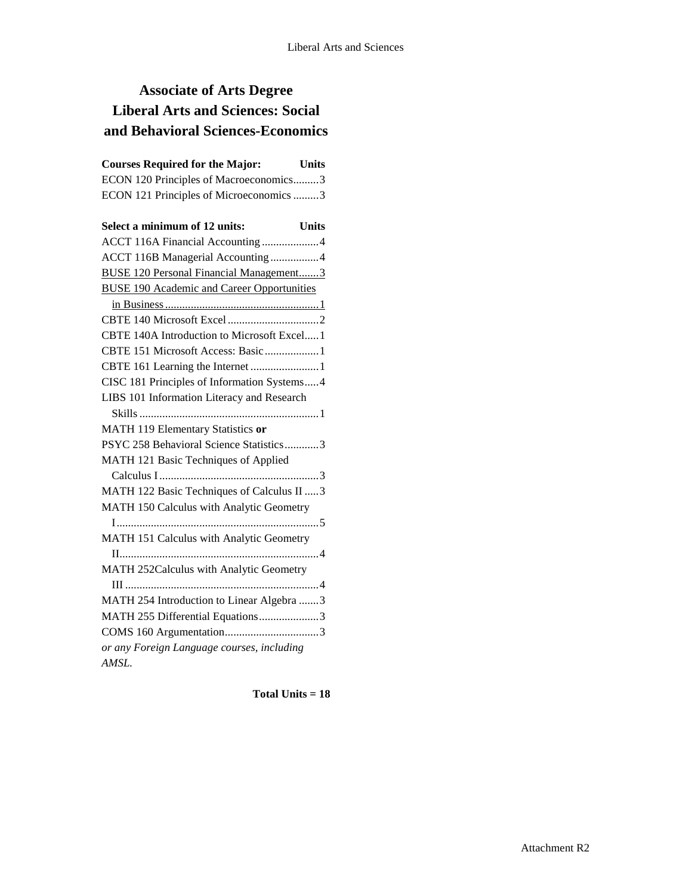# Associate of Arts Degree Liberal Arts and Sciences: Social and Behavioral Sciences-Economics

| Courses Required for the Major: | Units |
|---|---|
| ECON 120 Principles of Macroeconomics | 3 |
| ECON 121 Principles of Microeconomics | 3 |

| Select a minimum of 12 units: | Units |
|---|---|
| ACCT 116A Financial Accounting | 4 |
| ACCT 116B Managerial Accounting | 4 |
| BUSE 120 Personal Financial Management | 3 |
| BUSE 190 Academic and Career Opportunities in Business | 1 |
| CBTE 140 Microsoft Excel | 2 |
| CBTE 140A Introduction to Microsoft Excel | 1 |
| CBTE 151 Microsoft Access: Basic | 1 |
| CBTE 161 Learning the Internet | 1 |
| CISC 181 Principles of Information Systems | 4 |
| LIBS 101 Information Literacy and Research Skills | 1 |
| MATH 119 Elementary Statistics **or** PSYC 258 Behavioral Science Statistics | 3 |
| MATH 121 Basic Techniques of Applied Calculus I | 3 |
| MATH 122 Basic Techniques of Calculus II | 3 |
| MATH 150 Calculus with Analytic Geometry I | 5 |
| MATH 151 Calculus with Analytic Geometry II | 4 |
| MATH 252Calculus with Analytic Geometry III | 4 |
| MATH 254 Introduction to Linear Algebra | 3 |
| MATH 255 Differential Equations | 3 |
| COMS 160 Argumentation | 3 |

*or any Foreign Language courses, including AMSL.*

**Total Units = 18**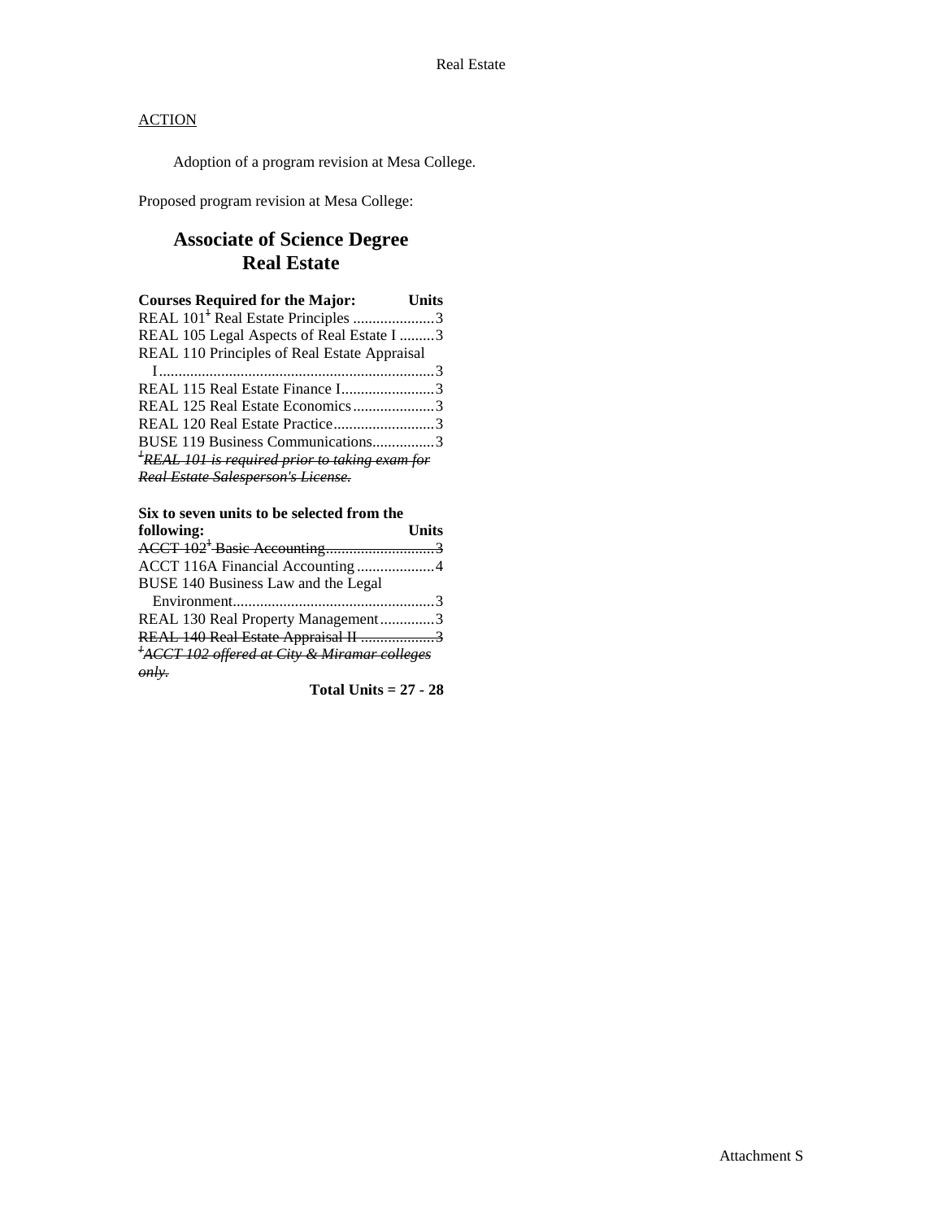## ACTION

Adoption of a program revision at Mesa College.

Proposed program revision at Mesa College:

# Associate of Science Degree Real Estate

| Courses Required for the Major: | Units |
|---|---|
| REAL 101~~[1]~~ Real Estate Principles | 3 |
| REAL 105 Legal Aspects of Real Estate I | 3 |
| REAL 110 Principles of Real Estate Appraisal I | 3 |
| REAL 115 Real Estate Finance I | 3 |
| REAL 125 Real Estate Economics | 3 |
| REAL 120 Real Estate Practice | 3 |
| BUSE 119 Business Communications | 3 |

~~*[1]REAL 101 is required prior to taking exam for Real Estate Salesperson's License.*~~

| Six to seven units to be selected from the following: | Units |
|---|---|
| ~~ACCT 102[1] Basic Accounting~~ | ~~3~~ |
| ACCT 116A Financial Accounting | 4 |
| BUSE 140 Business Law and the Legal Environment | 3 |
| REAL 130 Real Property Management | 3 |
| ~~REAL 140 Real Estate Appraisal II~~ | ~~3~~ |

~~*[1]ACCT 102 offered at City & Miramar colleges only.*~~

**Total Units = 27 - 28**

Attachment S